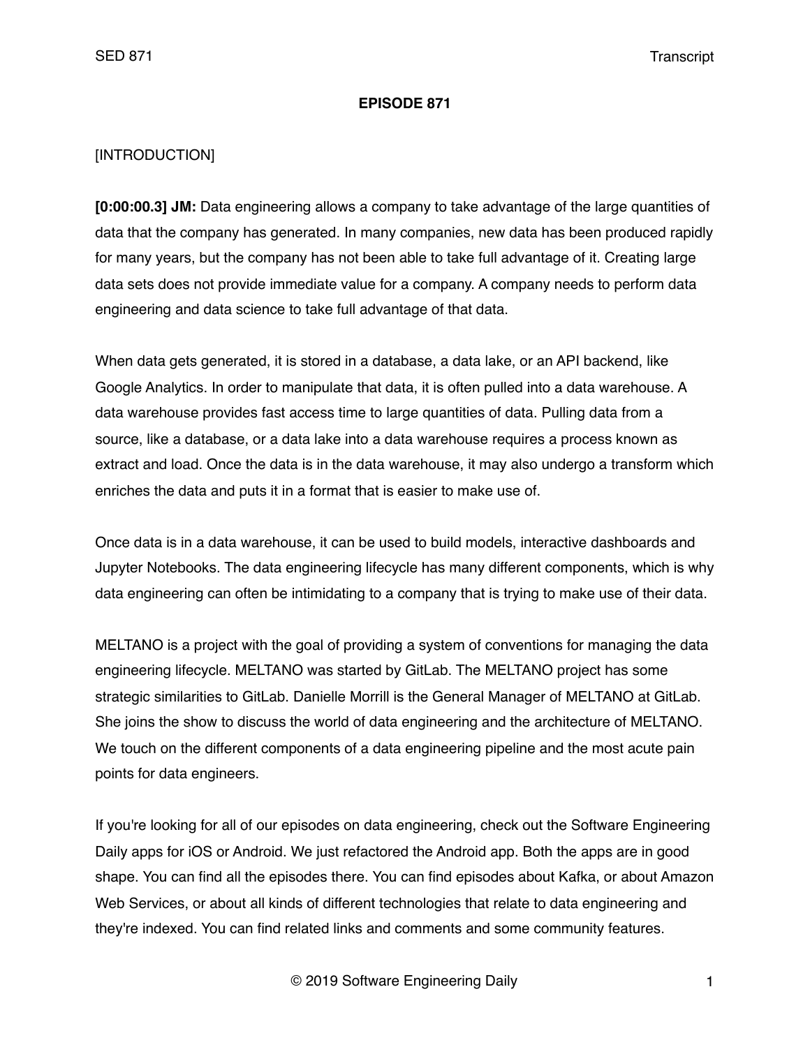**EPISODE 871**

[INTRODUCTION]

**[0:00:00.3] JM:** Data engineering allows a company to take advantage of the large quantities of data that the company has generated. In many companies, new data has been produced rapidly for many years, but the company has not been able to take full advantage of it. Creating large data sets does not provide immediate value for a company. A company needs to perform data engineering and data science to take full advantage of that data.

When data gets generated, it is stored in a database, a data lake, or an API backend, like Google Analytics. In order to manipulate that data, it is often pulled into a data warehouse. A data warehouse provides fast access time to large quantities of data. Pulling data from a source, like a database, or a data lake into a data warehouse requires a process known as extract and load. Once the data is in the data warehouse, it may also undergo a transform which enriches the data and puts it in a format that is easier to make use of.

Once data is in a data warehouse, it can be used to build models, interactive dashboards and Jupyter Notebooks. The data engineering lifecycle has many different components, which is why data engineering can often be intimidating to a company that is trying to make use of their data.

MELTANO is a project with the goal of providing a system of conventions for managing the data engineering lifecycle. MELTANO was started by GitLab. The MELTANO project has some strategic similarities to GitLab. Danielle Morrill is the General Manager of MELTANO at GitLab. She joins the show to discuss the world of data engineering and the architecture of MELTANO. We touch on the different components of a data engineering pipeline and the most acute pain points for data engineers.

If you're looking for all of our episodes on data engineering, check out the Software Engineering Daily apps for iOS or Android. We just refactored the Android app. Both the apps are in good shape. You can find all the episodes there. You can find episodes about Kafka, or about Amazon Web Services, or about all kinds of different technologies that relate to data engineering and they're indexed. You can find related links and comments and some community features.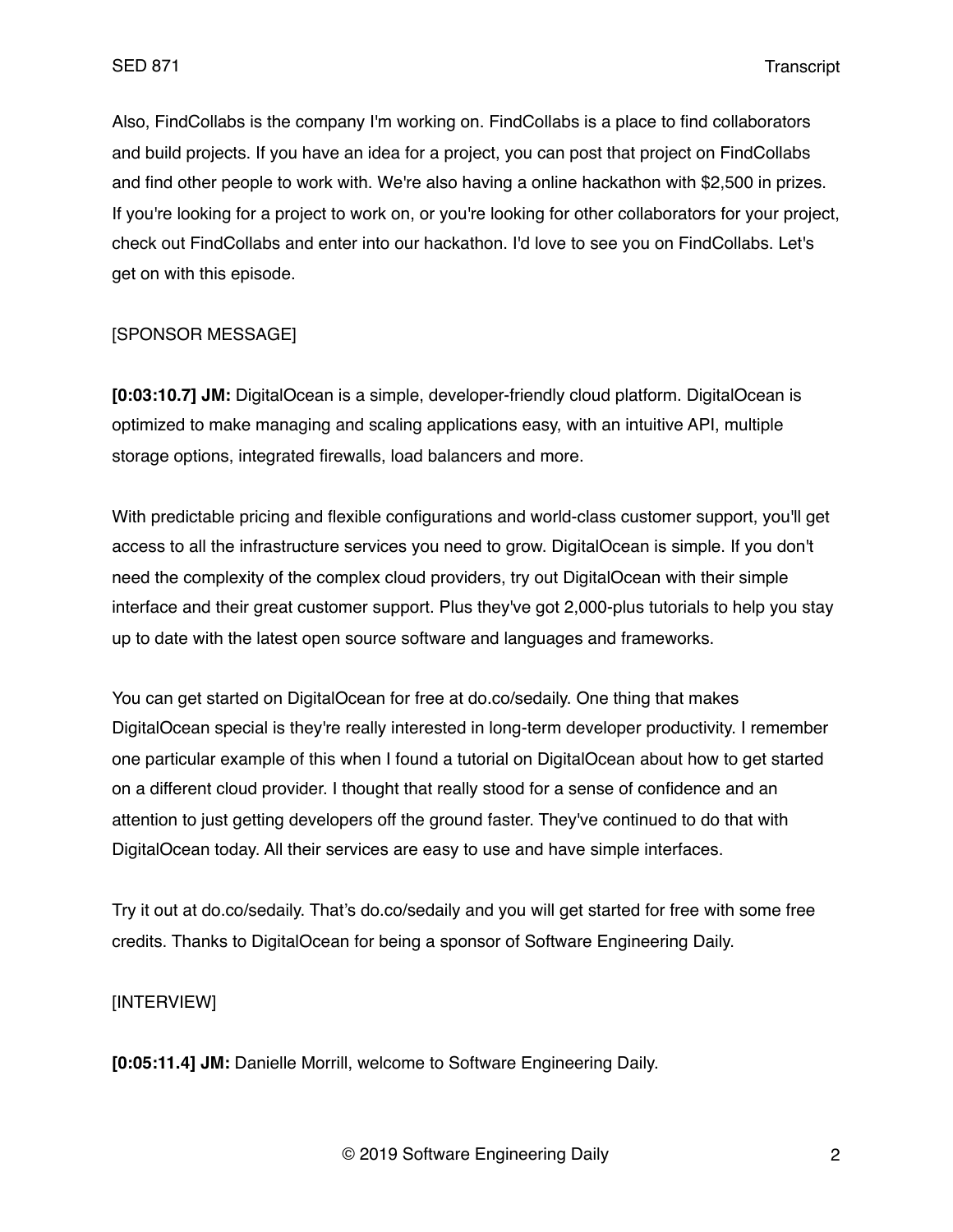Also, FindCollabs is the company I'm working on. FindCollabs is a place to find collaborators and build projects. If you have an idea for a project, you can post that project on FindCollabs and find other people to work with. We're also having a online hackathon with $2,500 in prizes. If you're looking for a project to work on, or you're looking for other collaborators for your project, check out FindCollabs and enter into our hackathon. I'd love to see you on FindCollabs. Let's get on with this episode.

[SPONSOR MESSAGE]

**[0:03:10.7] JM:** DigitalOcean is a simple, developer-friendly cloud platform. DigitalOcean is optimized to make managing and scaling applications easy, with an intuitive API, multiple storage options, integrated firewalls, load balancers and more.

With predictable pricing and flexible configurations and world-class customer support, you'll get access to all the infrastructure services you need to grow. DigitalOcean is simple. If you don't need the complexity of the complex cloud providers, try out DigitalOcean with their simple interface and their great customer support. Plus they've got 2,000-plus tutorials to help you stay up to date with the latest open source software and languages and frameworks.

You can get started on DigitalOcean for free at do.co/sedaily. One thing that makes DigitalOcean special is they're really interested in long-term developer productivity. I remember one particular example of this when I found a tutorial on DigitalOcean about how to get started on a different cloud provider. I thought that really stood for a sense of confidence and an attention to just getting developers off the ground faster. They've continued to do that with DigitalOcean today. All their services are easy to use and have simple interfaces.

Try it out at do.co/sedaily. That's do.co/sedaily and you will get started for free with some free credits. Thanks to DigitalOcean for being a sponsor of Software Engineering Daily.

[INTERVIEW]

**[0:05:11.4] JM:** Danielle Morrill, welcome to Software Engineering Daily.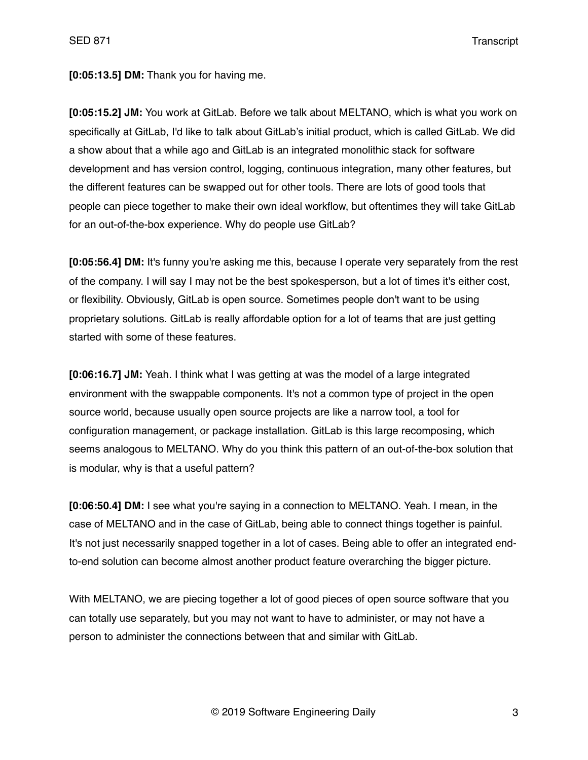**[0:05:13.5] DM:** Thank you for having me.

**[0:05:15.2] JM:** You work at GitLab. Before we talk about MELTANO, which is what you work on specifically at GitLab, I'd like to talk about GitLab's initial product, which is called GitLab. We did a show about that a while ago and GitLab is an integrated monolithic stack for software development and has version control, logging, continuous integration, many other features, but the different features can be swapped out for other tools. There are lots of good tools that people can piece together to make their own ideal workflow, but oftentimes they will take GitLab for an out-of-the-box experience. Why do people use GitLab?

**[0:05:56.4] DM:** It's funny you're asking me this, because I operate very separately from the rest of the company. I will say I may not be the best spokesperson, but a lot of times it's either cost, or flexibility. Obviously, GitLab is open source. Sometimes people don't want to be using proprietary solutions. GitLab is really affordable option for a lot of teams that are just getting started with some of these features.

**[0:06:16.7] JM:** Yeah. I think what I was getting at was the model of a large integrated environment with the swappable components. It's not a common type of project in the open source world, because usually open source projects are like a narrow tool, a tool for configuration management, or package installation. GitLab is this large recomposing, which seems analogous to MELTANO. Why do you think this pattern of an out-of-the-box solution that is modular, why is that a useful pattern?

**[0:06:50.4] DM:** I see what you're saying in a connection to MELTANO. Yeah. I mean, in the case of MELTANO and in the case of GitLab, being able to connect things together is painful. It's not just necessarily snapped together in a lot of cases. Being able to offer an integrated end-to-end solution can become almost another product feature overarching the bigger picture.

With MELTANO, we are piecing together a lot of good pieces of open source software that you can totally use separately, but you may not want to have to administer, or may not have a person to administer the connections between that and similar with GitLab.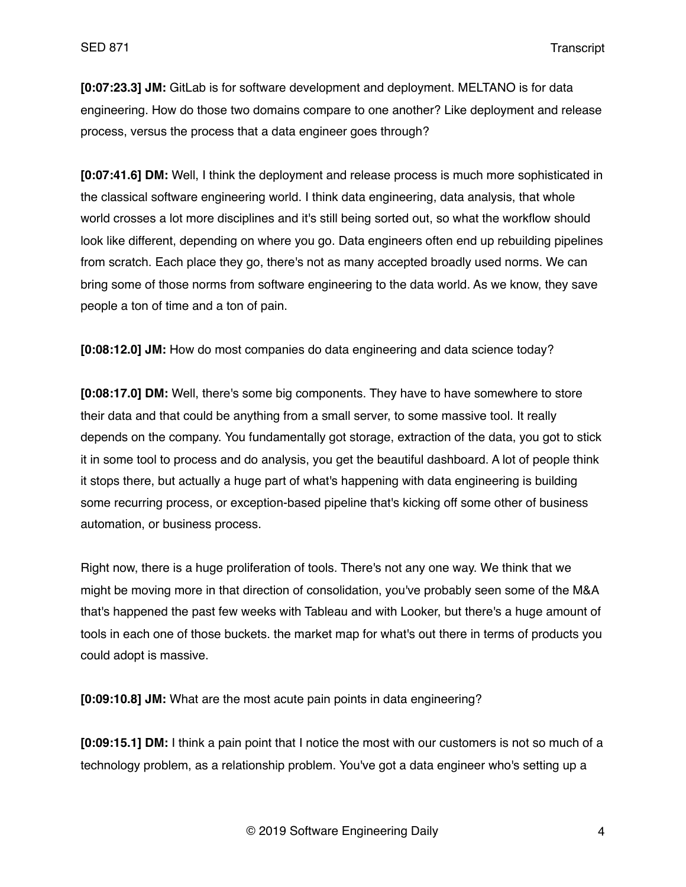**[0:07:23.3] JM:** GitLab is for software development and deployment. MELTANO is for data engineering. How do those two domains compare to one another? Like deployment and release process, versus the process that a data engineer goes through?

**[0:07:41.6] DM:** Well, I think the deployment and release process is much more sophisticated in the classical software engineering world. I think data engineering, data analysis, that whole world crosses a lot more disciplines and it's still being sorted out, so what the workflow should look like different, depending on where you go. Data engineers often end up rebuilding pipelines from scratch. Each place they go, there's not as many accepted broadly used norms. We can bring some of those norms from software engineering to the data world. As we know, they save people a ton of time and a ton of pain.

**[0:08:12.0] JM:** How do most companies do data engineering and data science today?

**[0:08:17.0] DM:** Well, there's some big components. They have to have somewhere to store their data and that could be anything from a small server, to some massive tool. It really depends on the company. You fundamentally got storage, extraction of the data, you got to stick it in some tool to process and do analysis, you get the beautiful dashboard. A lot of people think it stops there, but actually a huge part of what's happening with data engineering is building some recurring process, or exception-based pipeline that's kicking off some other of business automation, or business process.

Right now, there is a huge proliferation of tools. There's not any one way. We think that we might be moving more in that direction of consolidation, you've probably seen some of the M&A that's happened the past few weeks with Tableau and with Looker, but there's a huge amount of tools in each one of those buckets. the market map for what's out there in terms of products you could adopt is massive.

**[0:09:10.8] JM:** What are the most acute pain points in data engineering?

**[0:09:15.1] DM:** I think a pain point that I notice the most with our customers is not so much of a technology problem, as a relationship problem. You've got a data engineer who's setting up a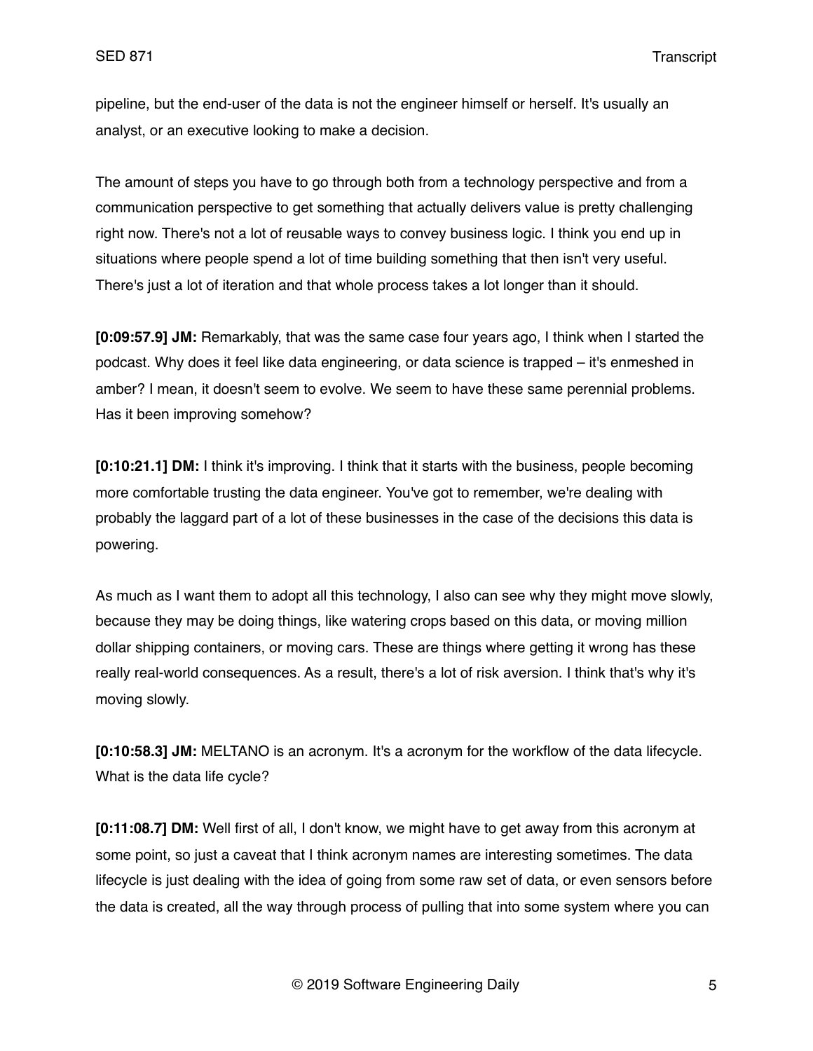pipeline, but the end-user of the data is not the engineer himself or herself. It's usually an analyst, or an executive looking to make a decision.

The amount of steps you have to go through both from a technology perspective and from a communication perspective to get something that actually delivers value is pretty challenging right now. There's not a lot of reusable ways to convey business logic. I think you end up in situations where people spend a lot of time building something that then isn't very useful. There's just a lot of iteration and that whole process takes a lot longer than it should.

**[0:09:57.9] JM:** Remarkably, that was the same case four years ago, I think when I started the podcast. Why does it feel like data engineering, or data science is trapped – it's enmeshed in amber? I mean, it doesn't seem to evolve. We seem to have these same perennial problems. Has it been improving somehow?

**[0:10:21.1] DM:** I think it's improving. I think that it starts with the business, people becoming more comfortable trusting the data engineer. You've got to remember, we're dealing with probably the laggard part of a lot of these businesses in the case of the decisions this data is powering.

As much as I want them to adopt all this technology, I also can see why they might move slowly, because they may be doing things, like watering crops based on this data, or moving million dollar shipping containers, or moving cars. These are things where getting it wrong has these really real-world consequences. As a result, there's a lot of risk aversion. I think that's why it's moving slowly.

**[0:10:58.3] JM:** MELTANO is an acronym. It's a acronym for the workflow of the data lifecycle. What is the data life cycle?

**[0:11:08.7] DM:** Well first of all, I don't know, we might have to get away from this acronym at some point, so just a caveat that I think acronym names are interesting sometimes. The data lifecycle is just dealing with the idea of going from some raw set of data, or even sensors before the data is created, all the way through process of pulling that into some system where you can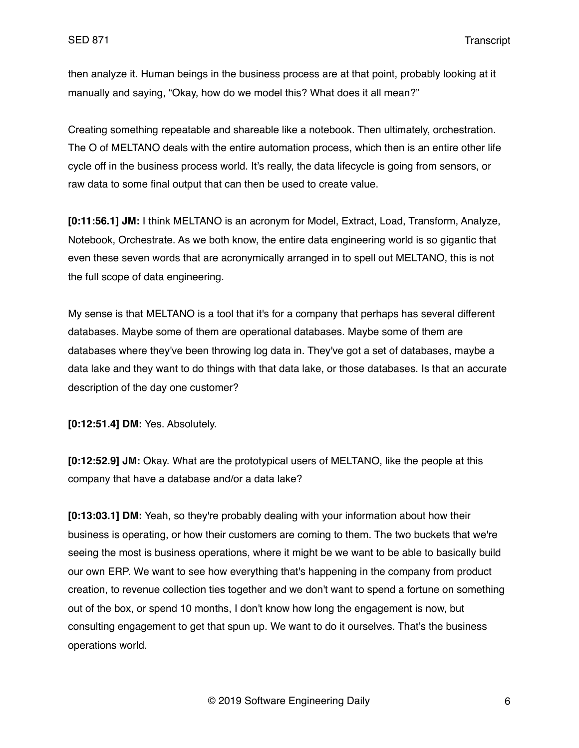then analyze it. Human beings in the business process are at that point, probably looking at it manually and saying, "Okay, how do we model this? What does it all mean?"

Creating something repeatable and shareable like a notebook. Then ultimately, orchestration. The O of MELTANO deals with the entire automation process, which then is an entire other life cycle off in the business process world. It's really, the data lifecycle is going from sensors, or raw data to some final output that can then be used to create value.

**[0:11:56.1] JM:** I think MELTANO is an acronym for Model, Extract, Load, Transform, Analyze, Notebook, Orchestrate. As we both know, the entire data engineering world is so gigantic that even these seven words that are acronymically arranged in to spell out MELTANO, this is not the full scope of data engineering.

My sense is that MELTANO is a tool that it's for a company that perhaps has several different databases. Maybe some of them are operational databases. Maybe some of them are databases where they've been throwing log data in. They've got a set of databases, maybe a data lake and they want to do things with that data lake, or those databases. Is that an accurate description of the day one customer?

**[0:12:51.4] DM:** Yes. Absolutely.

**[0:12:52.9] JM:** Okay. What are the prototypical users of MELTANO, like the people at this company that have a database and/or a data lake?

**[0:13:03.1] DM:** Yeah, so they're probably dealing with your information about how their business is operating, or how their customers are coming to them. The two buckets that we're seeing the most is business operations, where it might be we want to be able to basically build our own ERP. We want to see how everything that's happening in the company from product creation, to revenue collection ties together and we don't want to spend a fortune on something out of the box, or spend 10 months, I don't know how long the engagement is now, but consulting engagement to get that spun up. We want to do it ourselves. That's the business operations world.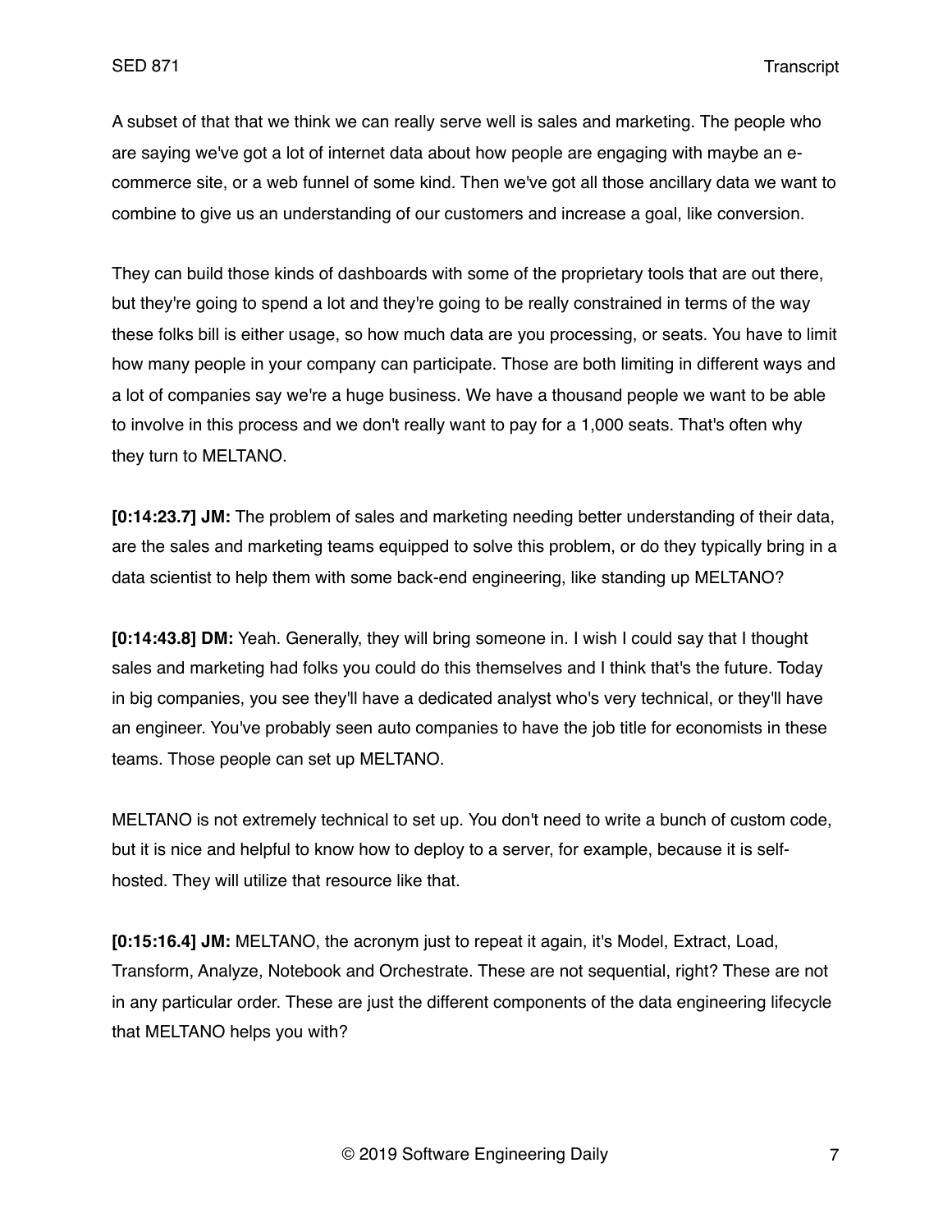A subset of that that we think we can really serve well is sales and marketing. The people who are saying we've got a lot of internet data about how people are engaging with maybe an e-commerce site, or a web funnel of some kind. Then we've got all those ancillary data we want to combine to give us an understanding of our customers and increase a goal, like conversion.

They can build those kinds of dashboards with some of the proprietary tools that are out there, but they're going to spend a lot and they're going to be really constrained in terms of the way these folks bill is either usage, so how much data are you processing, or seats. You have to limit how many people in your company can participate. Those are both limiting in different ways and a lot of companies say we're a huge business. We have a thousand people we want to be able to involve in this process and we don't really want to pay for a 1,000 seats. That's often why they turn to MELTANO.

**[0:14:23.7] JM:** The problem of sales and marketing needing better understanding of their data, are the sales and marketing teams equipped to solve this problem, or do they typically bring in a data scientist to help them with some back-end engineering, like standing up MELTANO?

**[0:14:43.8] DM:** Yeah. Generally, they will bring someone in. I wish I could say that I thought sales and marketing had folks you could do this themselves and I think that's the future. Today in big companies, you see they'll have a dedicated analyst who's very technical, or they'll have an engineer. You've probably seen auto companies to have the job title for economists in these teams. Those people can set up MELTANO.

MELTANO is not extremely technical to set up. You don't need to write a bunch of custom code, but it is nice and helpful to know how to deploy to a server, for example, because it is self-hosted. They will utilize that resource like that.

**[0:15:16.4] JM:** MELTANO, the acronym just to repeat it again, it's Model, Extract, Load, Transform, Analyze, Notebook and Orchestrate. These are not sequential, right? These are not in any particular order. These are just the different components of the data engineering lifecycle that MELTANO helps you with?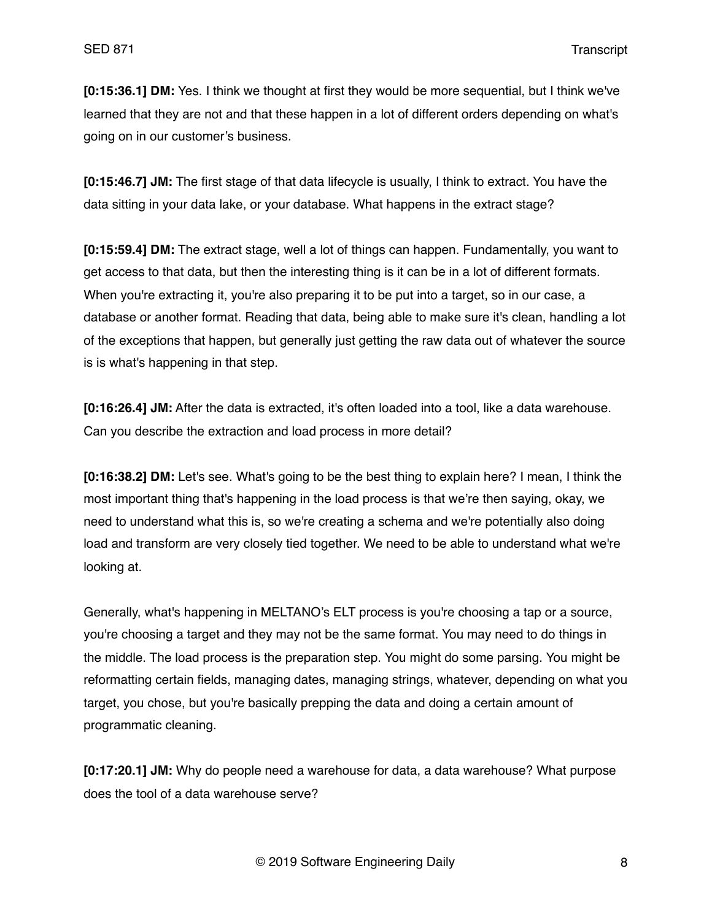**[0:15:36.1] DM:** Yes. I think we thought at first they would be more sequential, but I think we've learned that they are not and that these happen in a lot of different orders depending on what's going on in our customer's business.

**[0:15:46.7] JM:** The first stage of that data lifecycle is usually, I think to extract. You have the data sitting in your data lake, or your database. What happens in the extract stage?

**[0:15:59.4] DM:** The extract stage, well a lot of things can happen. Fundamentally, you want to get access to that data, but then the interesting thing is it can be in a lot of different formats. When you're extracting it, you're also preparing it to be put into a target, so in our case, a database or another format. Reading that data, being able to make sure it's clean, handling a lot of the exceptions that happen, but generally just getting the raw data out of whatever the source is is what's happening in that step.

**[0:16:26.4] JM:** After the data is extracted, it's often loaded into a tool, like a data warehouse. Can you describe the extraction and load process in more detail?

**[0:16:38.2] DM:** Let's see. What's going to be the best thing to explain here? I mean, I think the most important thing that's happening in the load process is that we're then saying, okay, we need to understand what this is, so we're creating a schema and we're potentially also doing load and transform are very closely tied together. We need to be able to understand what we're looking at.

Generally, what's happening in MELTANO's ELT process is you're choosing a tap or a source, you're choosing a target and they may not be the same format. You may need to do things in the middle. The load process is the preparation step. You might do some parsing. You might be reformatting certain fields, managing dates, managing strings, whatever, depending on what you target, you chose, but you're basically prepping the data and doing a certain amount of programmatic cleaning.

**[0:17:20.1] JM:** Why do people need a warehouse for data, a data warehouse? What purpose does the tool of a data warehouse serve?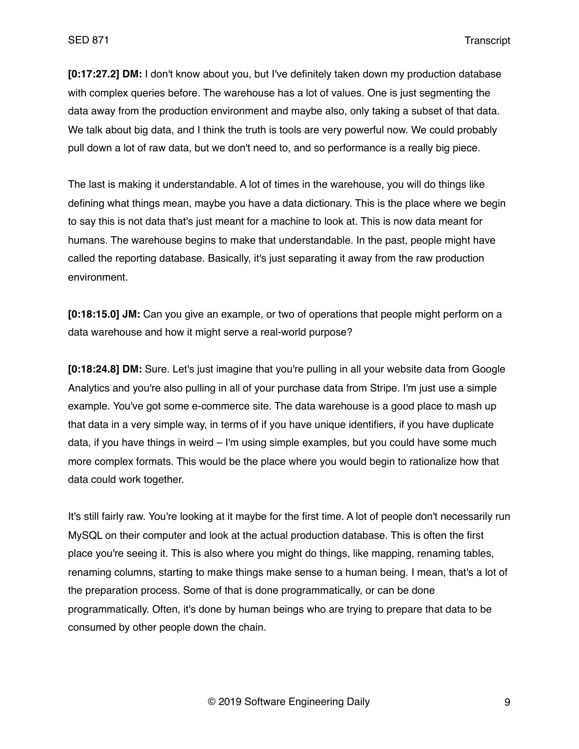**[0:17:27.2] DM:** I don't know about you, but I've definitely taken down my production database with complex queries before. The warehouse has a lot of values. One is just segmenting the data away from the production environment and maybe also, only taking a subset of that data. We talk about big data, and I think the truth is tools are very powerful now. We could probably pull down a lot of raw data, but we don't need to, and so performance is a really big piece.

The last is making it understandable. A lot of times in the warehouse, you will do things like defining what things mean, maybe you have a data dictionary. This is the place where we begin to say this is not data that's just meant for a machine to look at. This is now data meant for humans. The warehouse begins to make that understandable. In the past, people might have called the reporting database. Basically, it's just separating it away from the raw production environment.

**[0:18:15.0] JM:** Can you give an example, or two of operations that people might perform on a data warehouse and how it might serve a real-world purpose?

**[0:18:24.8] DM:** Sure. Let's just imagine that you're pulling in all your website data from Google Analytics and you're also pulling in all of your purchase data from Stripe. I'm just use a simple example. You've got some e-commerce site. The data warehouse is a good place to mash up that data in a very simple way, in terms of if you have unique identifiers, if you have duplicate data, if you have things in weird – I'm using simple examples, but you could have some much more complex formats. This would be the place where you would begin to rationalize how that data could work together.

It's still fairly raw. You're looking at it maybe for the first time. A lot of people don't necessarily run MySQL on their computer and look at the actual production database. This is often the first place you're seeing it. This is also where you might do things, like mapping, renaming tables, renaming columns, starting to make things make sense to a human being. I mean, that's a lot of the preparation process. Some of that is done programmatically, or can be done programmatically. Often, it's done by human beings who are trying to prepare that data to be consumed by other people down the chain.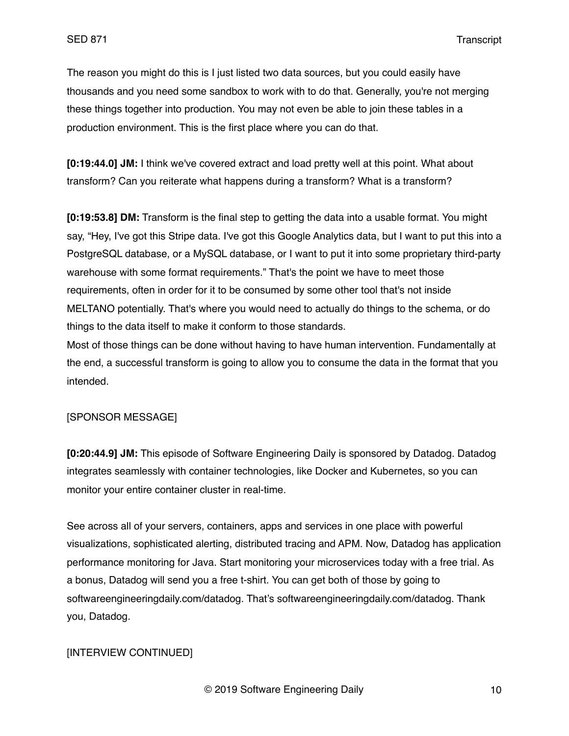The reason you might do this is I just listed two data sources, but you could easily have thousands and you need some sandbox to work with to do that. Generally, you're not merging these things together into production. You may not even be able to join these tables in a production environment. This is the first place where you can do that.

**[0:19:44.0] JM:** I think we've covered extract and load pretty well at this point. What about transform? Can you reiterate what happens during a transform? What is a transform?

**[0:19:53.8] DM:** Transform is the final step to getting the data into a usable format. You might say, "Hey, I've got this Stripe data. I've got this Google Analytics data, but I want to put this into a PostgreSQL database, or a MySQL database, or I want to put it into some proprietary third-party warehouse with some format requirements." That's the point we have to meet those requirements, often in order for it to be consumed by some other tool that's not inside MELTANO potentially. That's where you would need to actually do things to the schema, or do things to the data itself to make it conform to those standards.
Most of those things can be done without having to have human intervention. Fundamentally at the end, a successful transform is going to allow you to consume the data in the format that you intended.

[SPONSOR MESSAGE]

**[0:20:44.9] JM:** This episode of Software Engineering Daily is sponsored by Datadog. Datadog integrates seamlessly with container technologies, like Docker and Kubernetes, so you can monitor your entire container cluster in real-time.

See across all of your servers, containers, apps and services in one place with powerful visualizations, sophisticated alerting, distributed tracing and APM. Now, Datadog has application performance monitoring for Java. Start monitoring your microservices today with a free trial. As a bonus, Datadog will send you a free t-shirt. You can get both of those by going to softwareengineeringdaily.com/datadog. That's softwareengineeringdaily.com/datadog. Thank you, Datadog.

[INTERVIEW CONTINUED]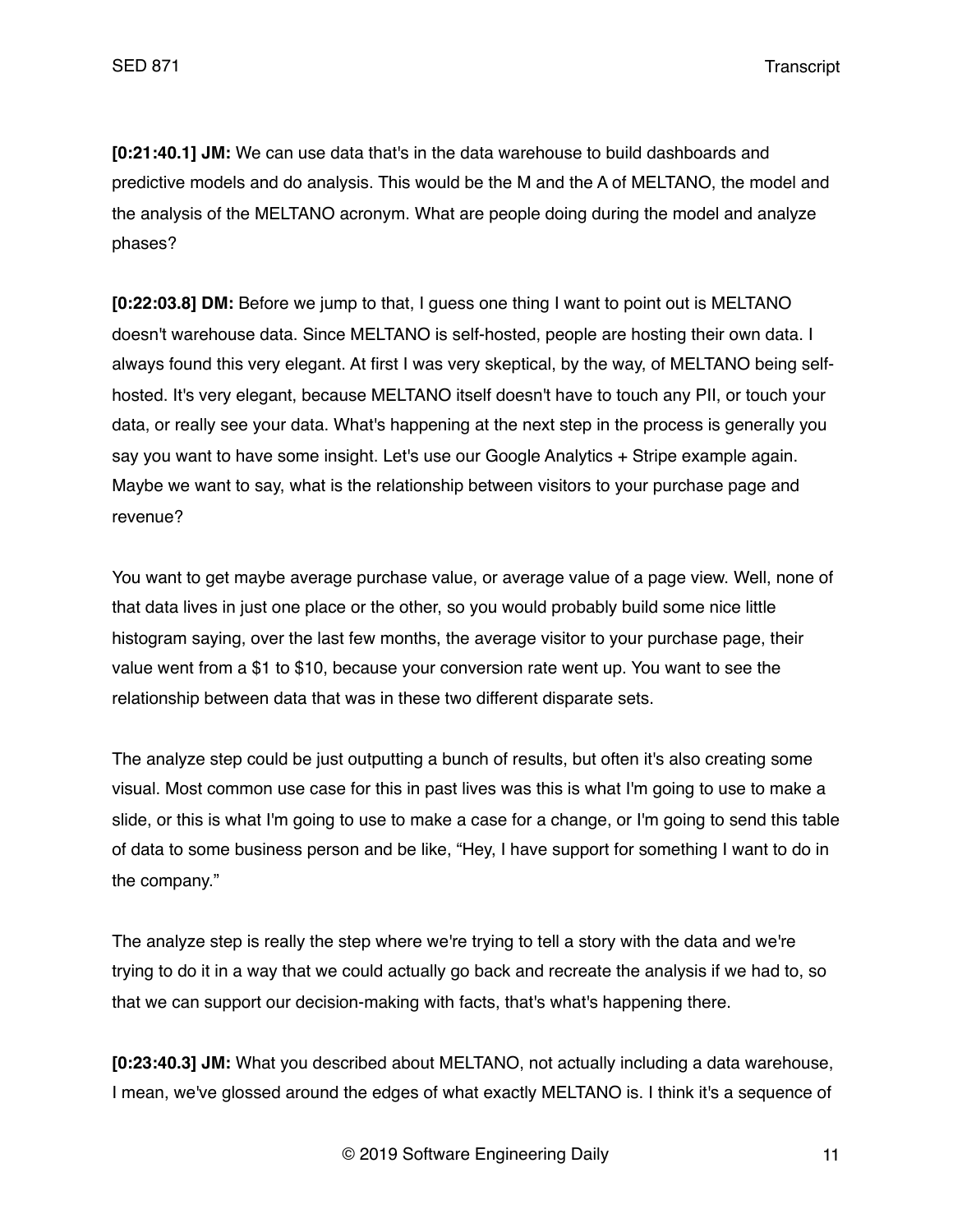**[0:21:40.1] JM:** We can use data that's in the data warehouse to build dashboards and predictive models and do analysis. This would be the M and the A of MELTANO, the model and the analysis of the MELTANO acronym. What are people doing during the model and analyze phases?

**[0:22:03.8] DM:** Before we jump to that, I guess one thing I want to point out is MELTANO doesn't warehouse data. Since MELTANO is self-hosted, people are hosting their own data. I always found this very elegant. At first I was very skeptical, by the way, of MELTANO being self-hosted. It's very elegant, because MELTANO itself doesn't have to touch any PII, or touch your data, or really see your data. What's happening at the next step in the process is generally you say you want to have some insight. Let's use our Google Analytics + Stripe example again. Maybe we want to say, what is the relationship between visitors to your purchase page and revenue?

You want to get maybe average purchase value, or average value of a page view. Well, none of that data lives in just one place or the other, so you would probably build some nice little histogram saying, over the last few months, the average visitor to your purchase page, their value went from a $1 to $10, because your conversion rate went up. You want to see the relationship between data that was in these two different disparate sets.

The analyze step could be just outputting a bunch of results, but often it's also creating some visual. Most common use case for this in past lives was this is what I'm going to use to make a slide, or this is what I'm going to use to make a case for a change, or I'm going to send this table of data to some business person and be like, "Hey, I have support for something I want to do in the company."

The analyze step is really the step where we're trying to tell a story with the data and we're trying to do it in a way that we could actually go back and recreate the analysis if we had to, so that we can support our decision-making with facts, that's what's happening there.

**[0:23:40.3] JM:** What you described about MELTANO, not actually including a data warehouse, I mean, we've glossed around the edges of what exactly MELTANO is. I think it's a sequence of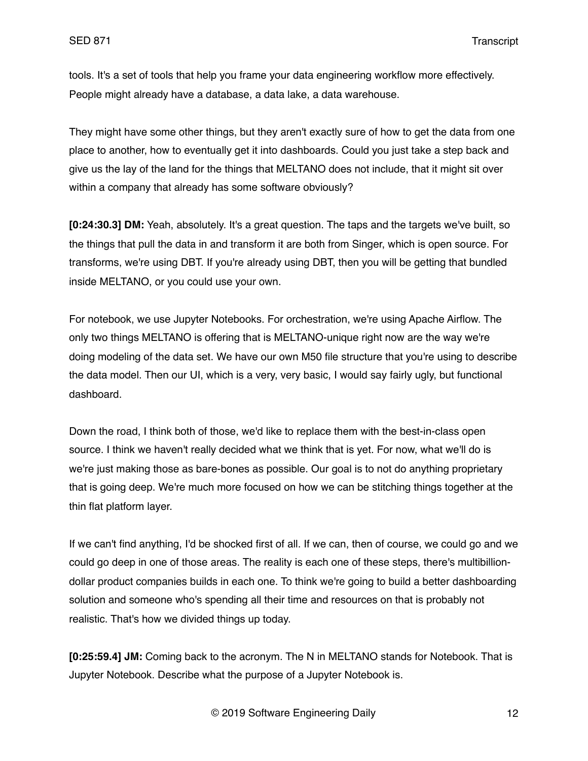tools. It's a set of tools that help you frame your data engineering workflow more effectively. People might already have a database, a data lake, a data warehouse.

They might have some other things, but they aren't exactly sure of how to get the data from one place to another, how to eventually get it into dashboards. Could you just take a step back and give us the lay of the land for the things that MELTANO does not include, that it might sit over within a company that already has some software obviously?

**[0:24:30.3] DM:** Yeah, absolutely. It's a great question. The taps and the targets we've built, so the things that pull the data in and transform it are both from Singer, which is open source. For transforms, we're using DBT. If you're already using DBT, then you will be getting that bundled inside MELTANO, or you could use your own.

For notebook, we use Jupyter Notebooks. For orchestration, we're using Apache Airflow. The only two things MELTANO is offering that is MELTANO-unique right now are the way we're doing modeling of the data set. We have our own M50 file structure that you're using to describe the data model. Then our UI, which is a very, very basic, I would say fairly ugly, but functional dashboard.

Down the road, I think both of those, we'd like to replace them with the best-in-class open source. I think we haven't really decided what we think that is yet. For now, what we'll do is we're just making those as bare-bones as possible. Our goal is to not do anything proprietary that is going deep. We're much more focused on how we can be stitching things together at the thin flat platform layer.

If we can't find anything, I'd be shocked first of all. If we can, then of course, we could go and we could go deep in one of those areas. The reality is each one of these steps, there's multibillion-dollar product companies builds in each one. To think we're going to build a better dashboarding solution and someone who's spending all their time and resources on that is probably not realistic. That's how we divided things up today.

**[0:25:59.4] JM:** Coming back to the acronym. The N in MELTANO stands for Notebook. That is Jupyter Notebook. Describe what the purpose of a Jupyter Notebook is.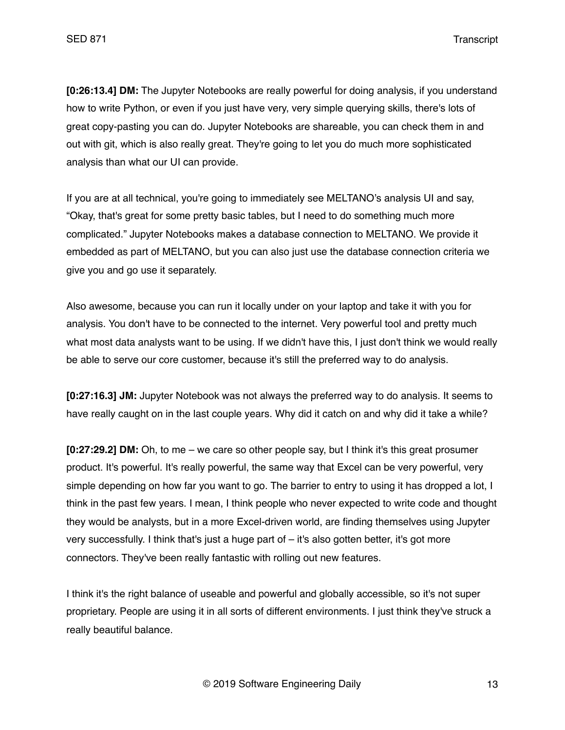**[0:26:13.4] DM:** The Jupyter Notebooks are really powerful for doing analysis, if you understand how to write Python, or even if you just have very, very simple querying skills, there's lots of great copy-pasting you can do. Jupyter Notebooks are shareable, you can check them in and out with git, which is also really great. They're going to let you do much more sophisticated analysis than what our UI can provide.

If you are at all technical, you're going to immediately see MELTANO's analysis UI and say, "Okay, that's great for some pretty basic tables, but I need to do something much more complicated." Jupyter Notebooks makes a database connection to MELTANO. We provide it embedded as part of MELTANO, but you can also just use the database connection criteria we give you and go use it separately.

Also awesome, because you can run it locally under on your laptop and take it with you for analysis. You don't have to be connected to the internet. Very powerful tool and pretty much what most data analysts want to be using. If we didn't have this, I just don't think we would really be able to serve our core customer, because it's still the preferred way to do analysis.

**[0:27:16.3] JM:** Jupyter Notebook was not always the preferred way to do analysis. It seems to have really caught on in the last couple years. Why did it catch on and why did it take a while?

**[0:27:29.2] DM:** Oh, to me – we care so other people say, but I think it's this great prosumer product. It's powerful. It's really powerful, the same way that Excel can be very powerful, very simple depending on how far you want to go. The barrier to entry to using it has dropped a lot, I think in the past few years. I mean, I think people who never expected to write code and thought they would be analysts, but in a more Excel-driven world, are finding themselves using Jupyter very successfully. I think that's just a huge part of – it's also gotten better, it's got more connectors. They've been really fantastic with rolling out new features.

I think it's the right balance of useable and powerful and globally accessible, so it's not super proprietary. People are using it in all sorts of different environments. I just think they've struck a really beautiful balance.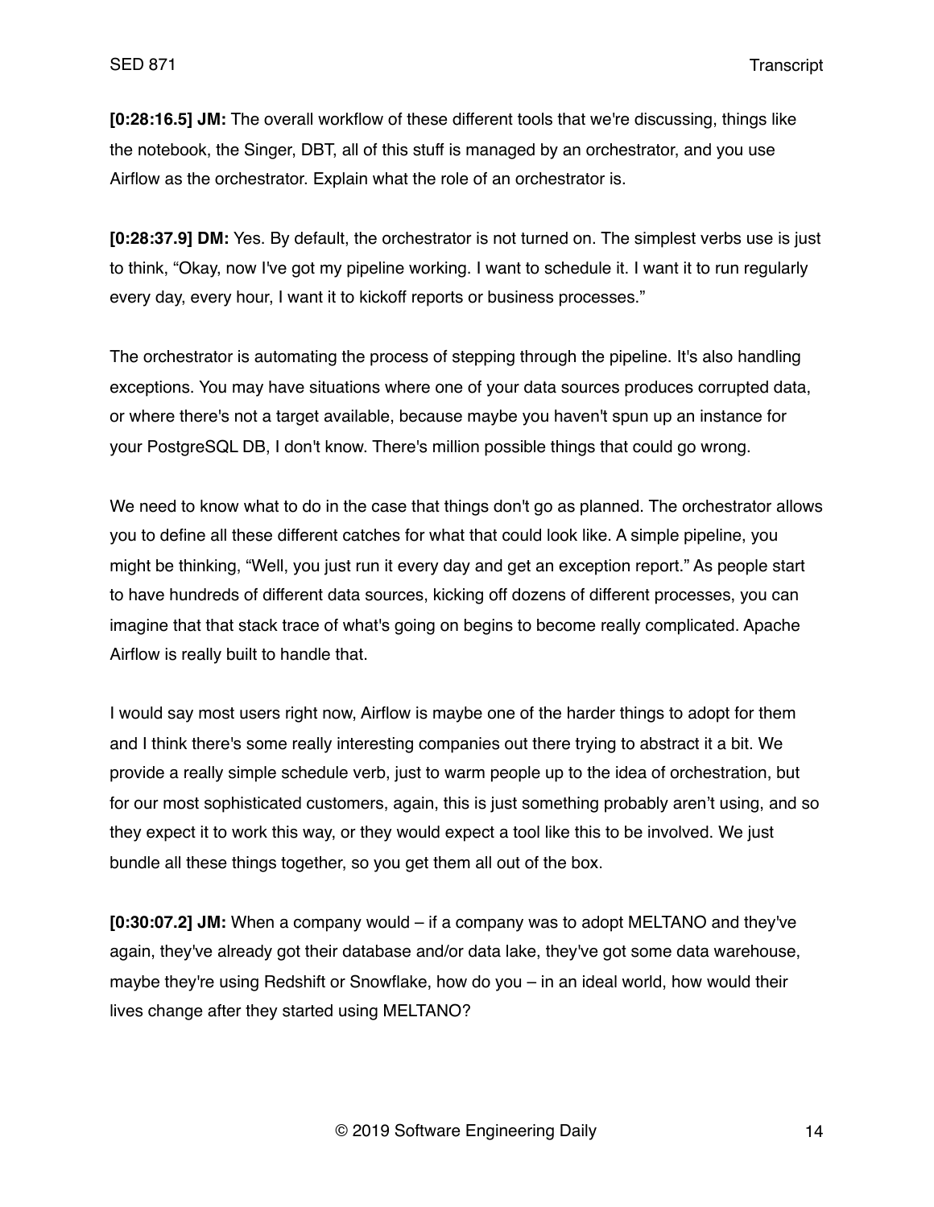**[0:28:16.5] JM:** The overall workflow of these different tools that we're discussing, things like the notebook, the Singer, DBT, all of this stuff is managed by an orchestrator, and you use Airflow as the orchestrator. Explain what the role of an orchestrator is.

**[0:28:37.9] DM:** Yes. By default, the orchestrator is not turned on. The simplest verbs use is just to think, "Okay, now I've got my pipeline working. I want to schedule it. I want it to run regularly every day, every hour, I want it to kickoff reports or business processes."

The orchestrator is automating the process of stepping through the pipeline. It's also handling exceptions. You may have situations where one of your data sources produces corrupted data, or where there's not a target available, because maybe you haven't spun up an instance for your PostgreSQL DB, I don't know. There's million possible things that could go wrong.

We need to know what to do in the case that things don't go as planned. The orchestrator allows you to define all these different catches for what that could look like. A simple pipeline, you might be thinking, "Well, you just run it every day and get an exception report." As people start to have hundreds of different data sources, kicking off dozens of different processes, you can imagine that that stack trace of what's going on begins to become really complicated. Apache Airflow is really built to handle that.

I would say most users right now, Airflow is maybe one of the harder things to adopt for them and I think there's some really interesting companies out there trying to abstract it a bit. We provide a really simple schedule verb, just to warm people up to the idea of orchestration, but for our most sophisticated customers, again, this is just something probably aren't using, and so they expect it to work this way, or they would expect a tool like this to be involved. We just bundle all these things together, so you get them all out of the box.

**[0:30:07.2] JM:** When a company would – if a company was to adopt MELTANO and they've again, they've already got their database and/or data lake, they've got some data warehouse, maybe they're using Redshift or Snowflake, how do you – in an ideal world, how would their lives change after they started using MELTANO?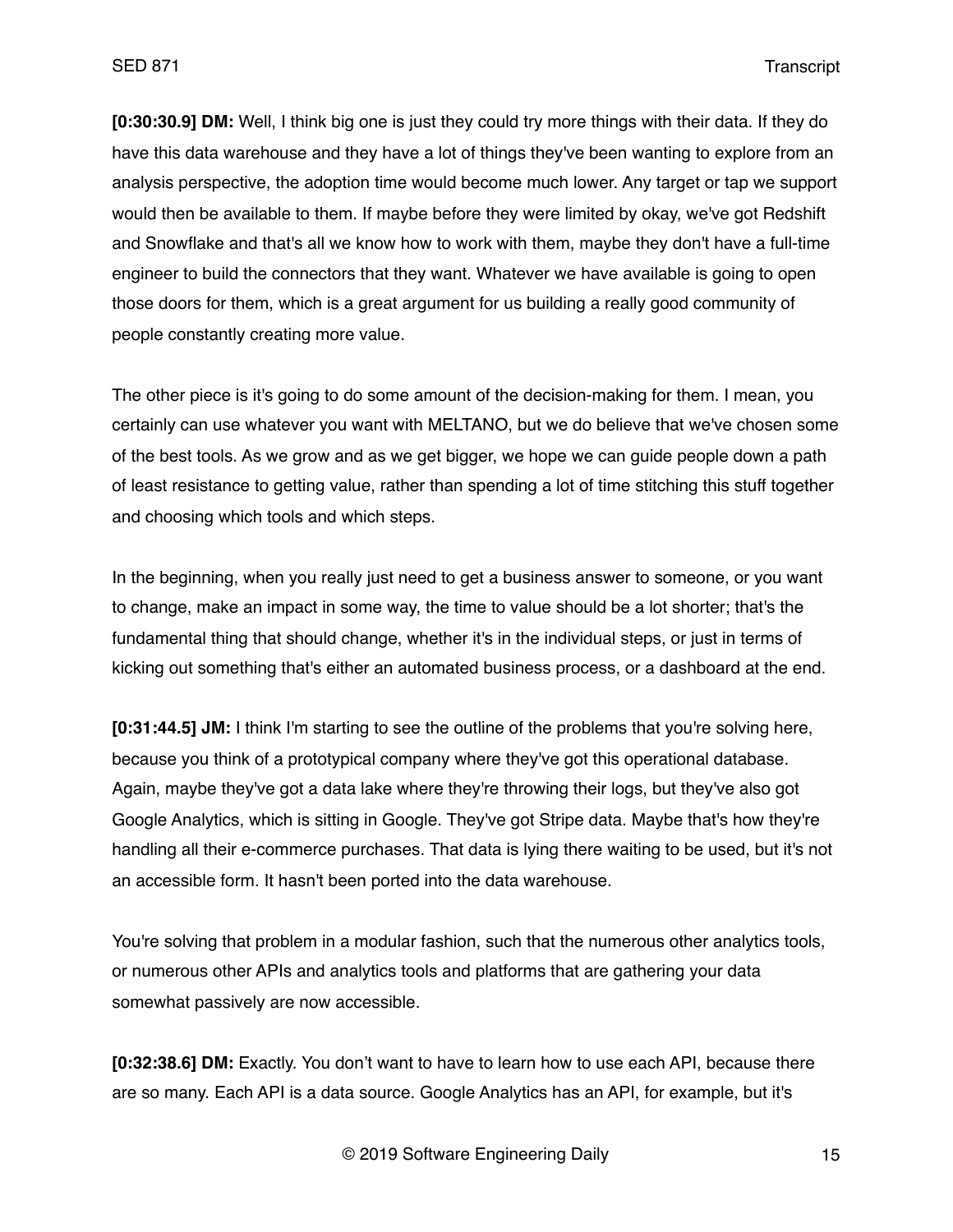**[0:30:30.9] DM:** Well, I think big one is just they could try more things with their data. If they do have this data warehouse and they have a lot of things they've been wanting to explore from an analysis perspective, the adoption time would become much lower. Any target or tap we support would then be available to them. If maybe before they were limited by okay, we've got Redshift and Snowflake and that's all we know how to work with them, maybe they don't have a full-time engineer to build the connectors that they want. Whatever we have available is going to open those doors for them, which is a great argument for us building a really good community of people constantly creating more value.

The other piece is it's going to do some amount of the decision-making for them. I mean, you certainly can use whatever you want with MELTANO, but we do believe that we've chosen some of the best tools. As we grow and as we get bigger, we hope we can guide people down a path of least resistance to getting value, rather than spending a lot of time stitching this stuff together and choosing which tools and which steps.

In the beginning, when you really just need to get a business answer to someone, or you want to change, make an impact in some way, the time to value should be a lot shorter; that's the fundamental thing that should change, whether it's in the individual steps, or just in terms of kicking out something that's either an automated business process, or a dashboard at the end.

**[0:31:44.5] JM:** I think I'm starting to see the outline of the problems that you're solving here, because you think of a prototypical company where they've got this operational database. Again, maybe they've got a data lake where they're throwing their logs, but they've also got Google Analytics, which is sitting in Google. They've got Stripe data. Maybe that's how they're handling all their e-commerce purchases. That data is lying there waiting to be used, but it's not an accessible form. It hasn't been ported into the data warehouse.

You're solving that problem in a modular fashion, such that the numerous other analytics tools, or numerous other APIs and analytics tools and platforms that are gathering your data somewhat passively are now accessible.

**[0:32:38.6] DM:** Exactly. You don't want to have to learn how to use each API, because there are so many. Each API is a data source. Google Analytics has an API, for example, but it's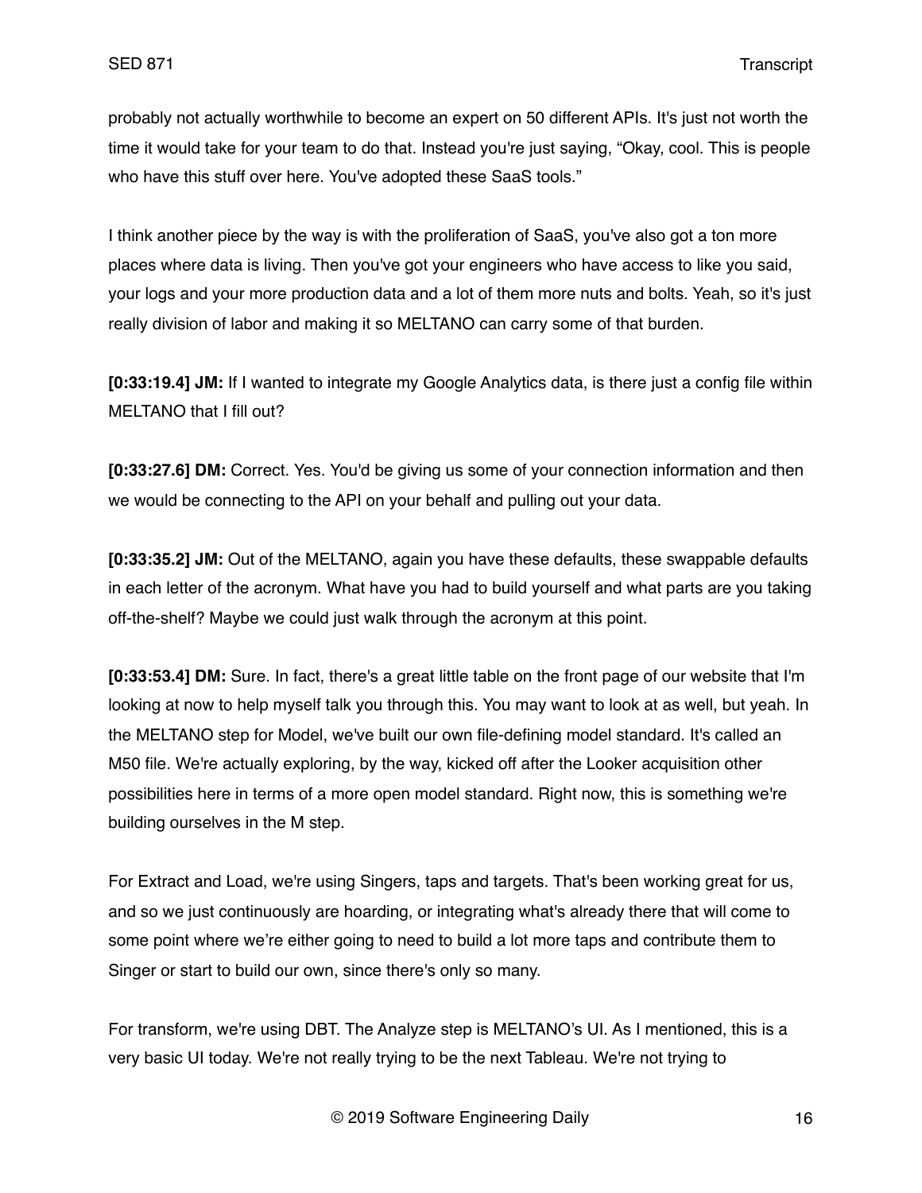probably not actually worthwhile to become an expert on 50 different APIs. It's just not worth the time it would take for your team to do that. Instead you're just saying, "Okay, cool. This is people who have this stuff over here. You've adopted these SaaS tools."

I think another piece by the way is with the proliferation of SaaS, you've also got a ton more places where data is living. Then you've got your engineers who have access to like you said, your logs and your more production data and a lot of them more nuts and bolts. Yeah, so it's just really division of labor and making it so MELTANO can carry some of that burden.

**[0:33:19.4] JM:** If I wanted to integrate my Google Analytics data, is there just a config file within MELTANO that I fill out?

**[0:33:27.6] DM:** Correct. Yes. You'd be giving us some of your connection information and then we would be connecting to the API on your behalf and pulling out your data.

**[0:33:35.2] JM:** Out of the MELTANO, again you have these defaults, these swappable defaults in each letter of the acronym. What have you had to build yourself and what parts are you taking off-the-shelf? Maybe we could just walk through the acronym at this point.

**[0:33:53.4] DM:** Sure. In fact, there's a great little table on the front page of our website that I'm looking at now to help myself talk you through this. You may want to look at as well, but yeah. In the MELTANO step for Model, we've built our own file-defining model standard. It's called an M50 file. We're actually exploring, by the way, kicked off after the Looker acquisition other possibilities here in terms of a more open model standard. Right now, this is something we're building ourselves in the M step.

For Extract and Load, we're using Singers, taps and targets. That's been working great for us, and so we just continuously are hoarding, or integrating what's already there that will come to some point where we're either going to need to build a lot more taps and contribute them to Singer or start to build our own, since there's only so many.

For transform, we're using DBT. The Analyze step is MELTANO's UI. As I mentioned, this is a very basic UI today. We're not really trying to be the next Tableau. We're not trying to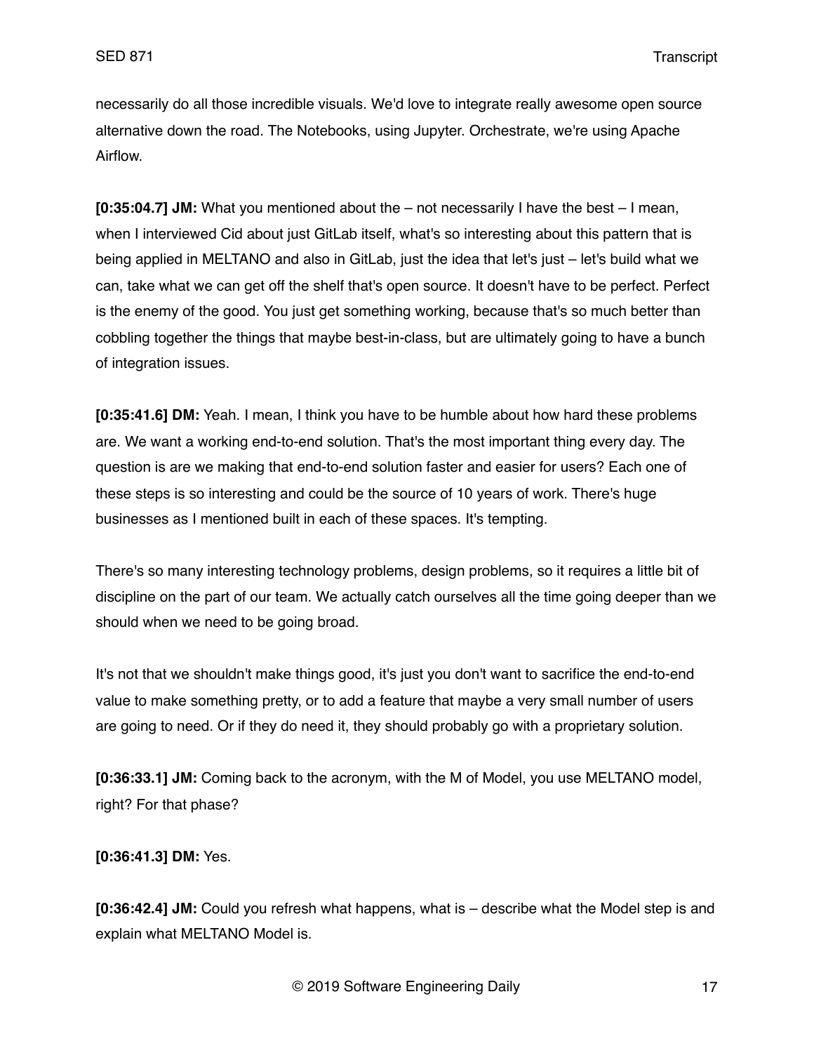necessarily do all those incredible visuals. We'd love to integrate really awesome open source alternative down the road. The Notebooks, using Jupyter. Orchestrate, we're using Apache Airflow.

**[0:35:04.7] JM:** What you mentioned about the – not necessarily I have the best – I mean, when I interviewed Cid about just GitLab itself, what's so interesting about this pattern that is being applied in MELTANO and also in GitLab, just the idea that let's just – let's build what we can, take what we can get off the shelf that's open source. It doesn't have to be perfect. Perfect is the enemy of the good. You just get something working, because that's so much better than cobbling together the things that maybe best-in-class, but are ultimately going to have a bunch of integration issues.

**[0:35:41.6] DM:** Yeah. I mean, I think you have to be humble about how hard these problems are. We want a working end-to-end solution. That's the most important thing every day. The question is are we making that end-to-end solution faster and easier for users? Each one of these steps is so interesting and could be the source of 10 years of work. There's huge businesses as I mentioned built in each of these spaces. It's tempting.

There's so many interesting technology problems, design problems, so it requires a little bit of discipline on the part of our team. We actually catch ourselves all the time going deeper than we should when we need to be going broad.

It's not that we shouldn't make things good, it's just you don't want to sacrifice the end-to-end value to make something pretty, or to add a feature that maybe a very small number of users are going to need. Or if they do need it, they should probably go with a proprietary solution.

**[0:36:33.1] JM:** Coming back to the acronym, with the M of Model, you use MELTANO model, right? For that phase?

**[0:36:41.3] DM:** Yes.

**[0:36:42.4] JM:** Could you refresh what happens, what is – describe what the Model step is and explain what MELTANO Model is.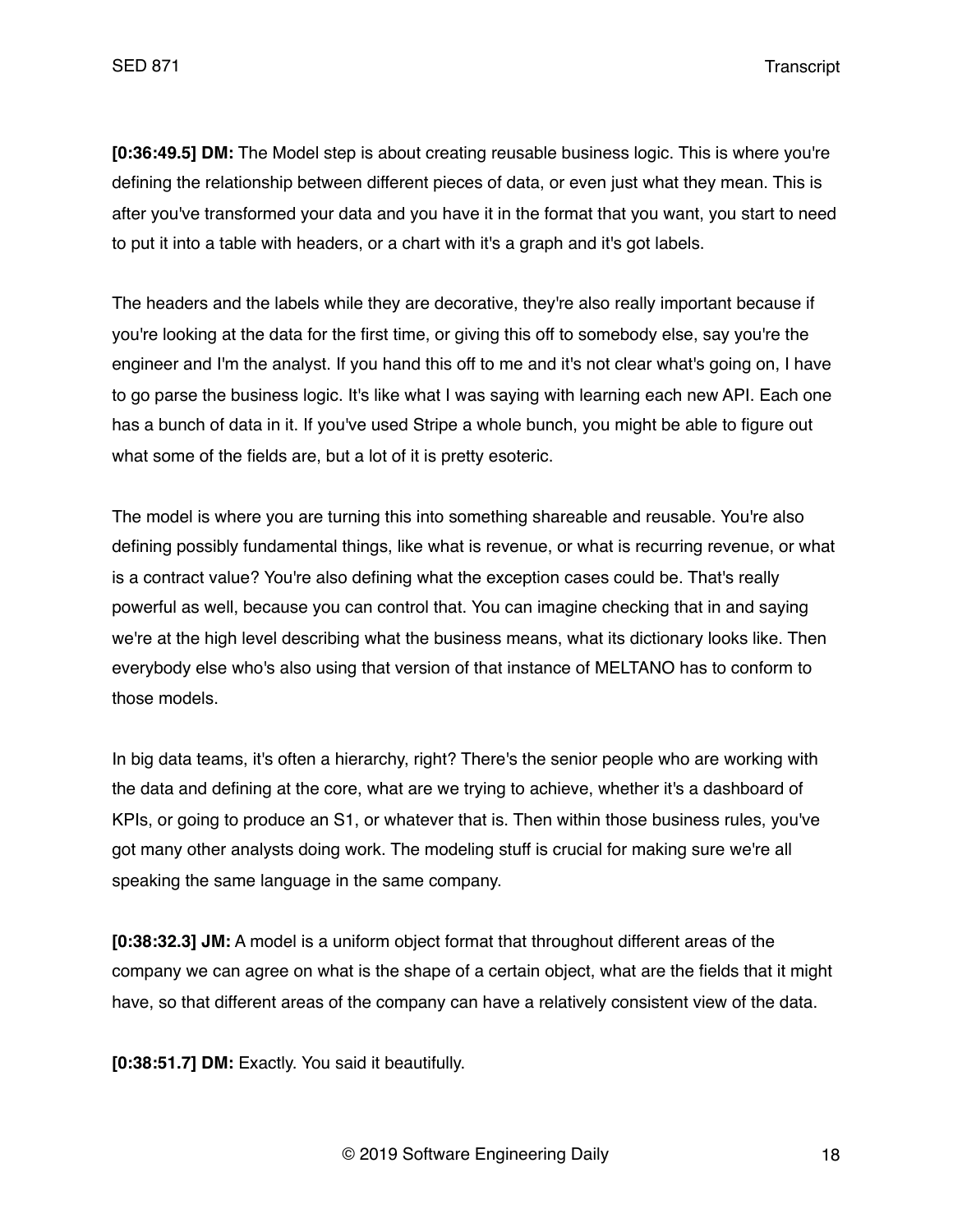**[0:36:49.5] DM:** The Model step is about creating reusable business logic. This is where you're defining the relationship between different pieces of data, or even just what they mean. This is after you've transformed your data and you have it in the format that you want, you start to need to put it into a table with headers, or a chart with it's a graph and it's got labels.

The headers and the labels while they are decorative, they're also really important because if you're looking at the data for the first time, or giving this off to somebody else, say you're the engineer and I'm the analyst. If you hand this off to me and it's not clear what's going on, I have to go parse the business logic. It's like what I was saying with learning each new API. Each one has a bunch of data in it. If you've used Stripe a whole bunch, you might be able to figure out what some of the fields are, but a lot of it is pretty esoteric.

The model is where you are turning this into something shareable and reusable. You're also defining possibly fundamental things, like what is revenue, or what is recurring revenue, or what is a contract value? You're also defining what the exception cases could be. That's really powerful as well, because you can control that. You can imagine checking that in and saying we're at the high level describing what the business means, what its dictionary looks like. Then everybody else who's also using that version of that instance of MELTANO has to conform to those models.

In big data teams, it's often a hierarchy, right? There's the senior people who are working with the data and defining at the core, what are we trying to achieve, whether it's a dashboard of KPIs, or going to produce an S1, or whatever that is. Then within those business rules, you've got many other analysts doing work. The modeling stuff is crucial for making sure we're all speaking the same language in the same company.

**[0:38:32.3] JM:** A model is a uniform object format that throughout different areas of the company we can agree on what is the shape of a certain object, what are the fields that it might have, so that different areas of the company can have a relatively consistent view of the data.

**[0:38:51.7] DM:** Exactly. You said it beautifully.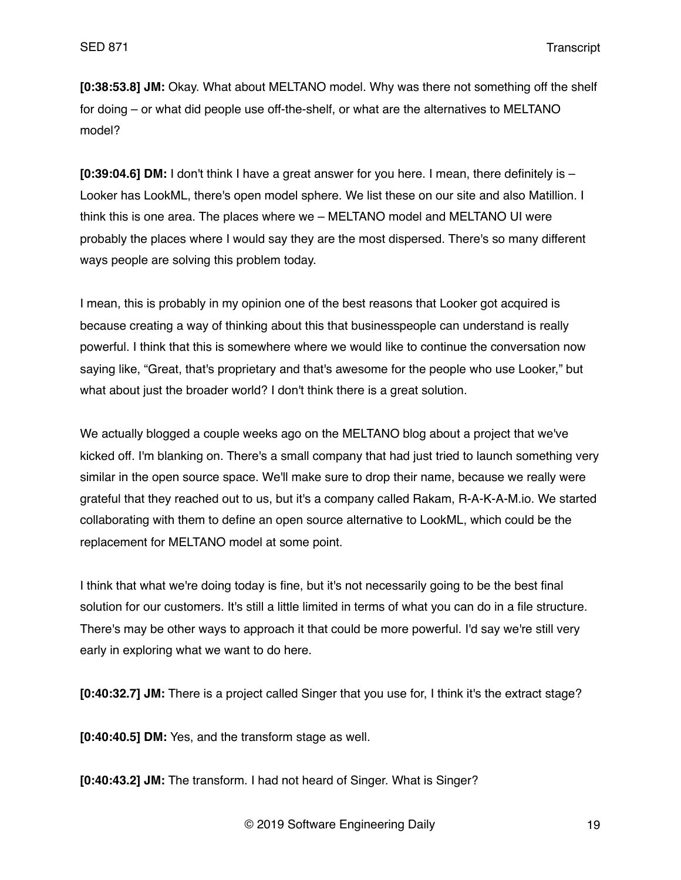**[0:38:53.8] JM:** Okay. What about MELTANO model. Why was there not something off the shelf for doing – or what did people use off-the-shelf, or what are the alternatives to MELTANO model?

**[0:39:04.6] DM:** I don't think I have a great answer for you here. I mean, there definitely is – Looker has LookML, there's open model sphere. We list these on our site and also Matillion. I think this is one area. The places where we – MELTANO model and MELTANO UI were probably the places where I would say they are the most dispersed. There's so many different ways people are solving this problem today.

I mean, this is probably in my opinion one of the best reasons that Looker got acquired is because creating a way of thinking about this that businesspeople can understand is really powerful. I think that this is somewhere where we would like to continue the conversation now saying like, "Great, that's proprietary and that's awesome for the people who use Looker," but what about just the broader world? I don't think there is a great solution.

We actually blogged a couple weeks ago on the MELTANO blog about a project that we've kicked off. I'm blanking on. There's a small company that had just tried to launch something very similar in the open source space. We'll make sure to drop their name, because we really were grateful that they reached out to us, but it's a company called Rakam, R-A-K-A-M.io. We started collaborating with them to define an open source alternative to LookML, which could be the replacement for MELTANO model at some point.

I think that what we're doing today is fine, but it's not necessarily going to be the best final solution for our customers. It's still a little limited in terms of what you can do in a file structure. There's may be other ways to approach it that could be more powerful. I'd say we're still very early in exploring what we want to do here.

**[0:40:32.7] JM:** There is a project called Singer that you use for, I think it's the extract stage?

**[0:40:40.5] DM:** Yes, and the transform stage as well.

**[0:40:43.2] JM:** The transform. I had not heard of Singer. What is Singer?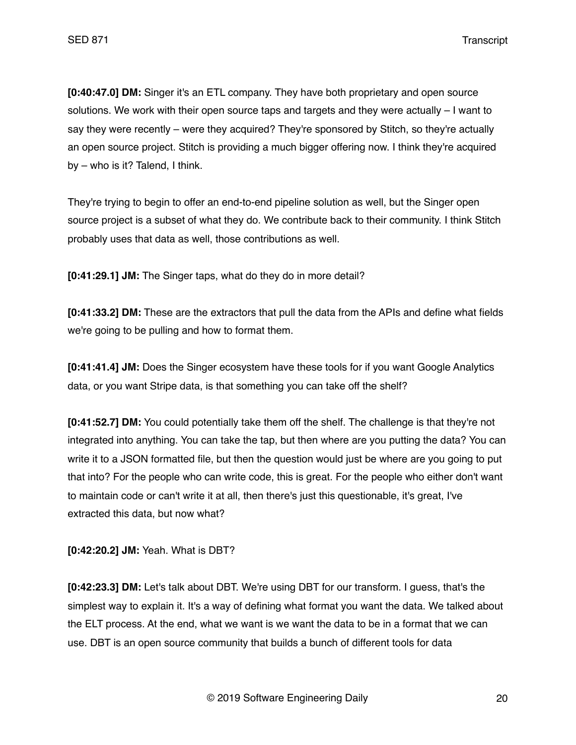**[0:40:47.0] DM:** Singer it's an ETL company. They have both proprietary and open source solutions. We work with their open source taps and targets and they were actually – I want to say they were recently – were they acquired? They're sponsored by Stitch, so they're actually an open source project. Stitch is providing a much bigger offering now. I think they're acquired by – who is it? Talend, I think.

They're trying to begin to offer an end-to-end pipeline solution as well, but the Singer open source project is a subset of what they do. We contribute back to their community. I think Stitch probably uses that data as well, those contributions as well.

**[0:41:29.1] JM:** The Singer taps, what do they do in more detail?

**[0:41:33.2] DM:** These are the extractors that pull the data from the APIs and define what fields we're going to be pulling and how to format them.

**[0:41:41.4] JM:** Does the Singer ecosystem have these tools for if you want Google Analytics data, or you want Stripe data, is that something you can take off the shelf?

**[0:41:52.7] DM:** You could potentially take them off the shelf. The challenge is that they're not integrated into anything. You can take the tap, but then where are you putting the data? You can write it to a JSON formatted file, but then the question would just be where are you going to put that into? For the people who can write code, this is great. For the people who either don't want to maintain code or can't write it at all, then there's just this questionable, it's great, I've extracted this data, but now what?

**[0:42:20.2] JM:** Yeah. What is DBT?

**[0:42:23.3] DM:** Let's talk about DBT. We're using DBT for our transform. I guess, that's the simplest way to explain it. It's a way of defining what format you want the data. We talked about the ELT process. At the end, what we want is we want the data to be in a format that we can use. DBT is an open source community that builds a bunch of different tools for data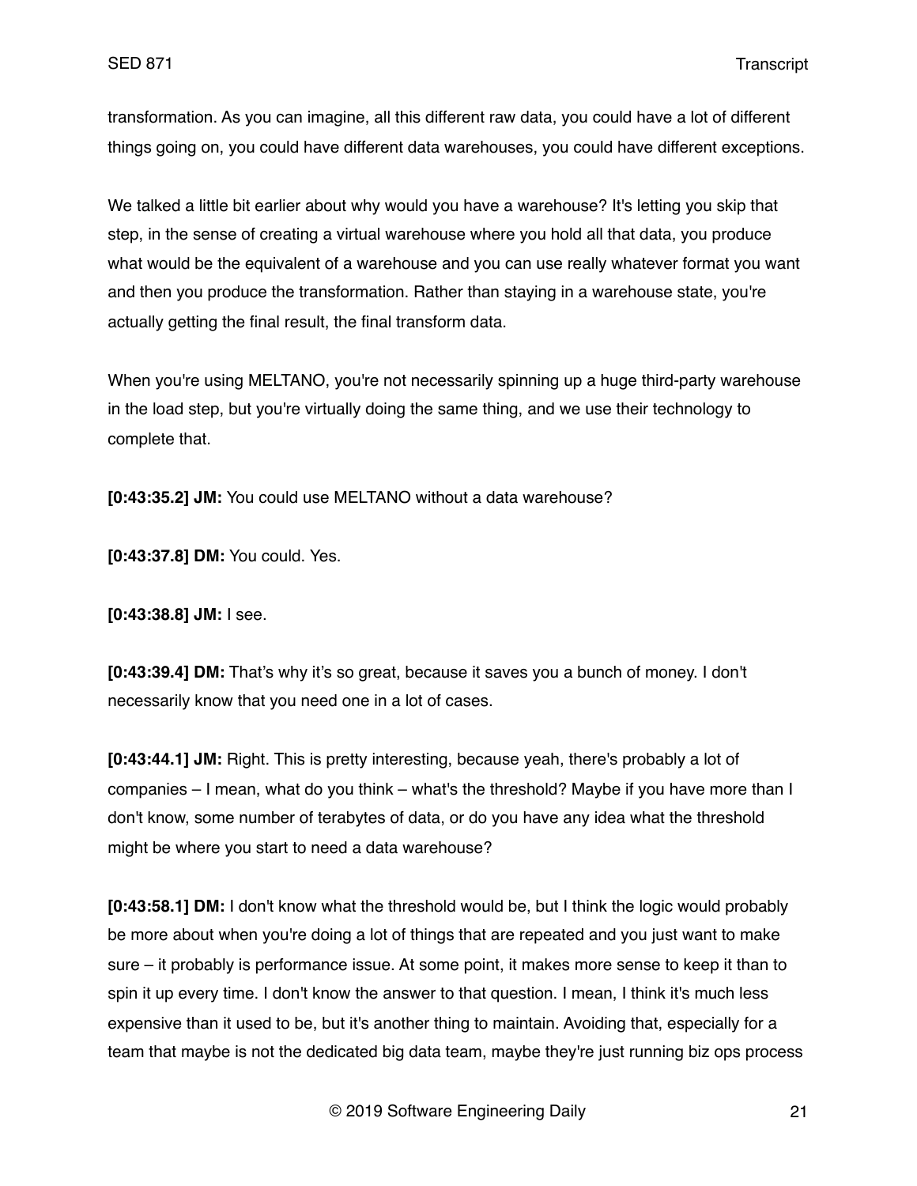transformation. As you can imagine, all this different raw data, you could have a lot of different things going on, you could have different data warehouses, you could have different exceptions.

We talked a little bit earlier about why would you have a warehouse? It's letting you skip that step, in the sense of creating a virtual warehouse where you hold all that data, you produce what would be the equivalent of a warehouse and you can use really whatever format you want and then you produce the transformation. Rather than staying in a warehouse state, you're actually getting the final result, the final transform data.

When you're using MELTANO, you're not necessarily spinning up a huge third-party warehouse in the load step, but you're virtually doing the same thing, and we use their technology to complete that.

**[0:43:35.2] JM:** You could use MELTANO without a data warehouse?

**[0:43:37.8] DM:** You could. Yes.

**[0:43:38.8] JM:** I see.

**[0:43:39.4] DM:** That's why it's so great, because it saves you a bunch of money. I don't necessarily know that you need one in a lot of cases.

**[0:43:44.1] JM:** Right. This is pretty interesting, because yeah, there's probably a lot of companies – I mean, what do you think – what's the threshold? Maybe if you have more than I don't know, some number of terabytes of data, or do you have any idea what the threshold might be where you start to need a data warehouse?

**[0:43:58.1] DM:** I don't know what the threshold would be, but I think the logic would probably be more about when you're doing a lot of things that are repeated and you just want to make sure – it probably is performance issue. At some point, it makes more sense to keep it than to spin it up every time. I don't know the answer to that question. I mean, I think it's much less expensive than it used to be, but it's another thing to maintain. Avoiding that, especially for a team that maybe is not the dedicated big data team, maybe they're just running biz ops process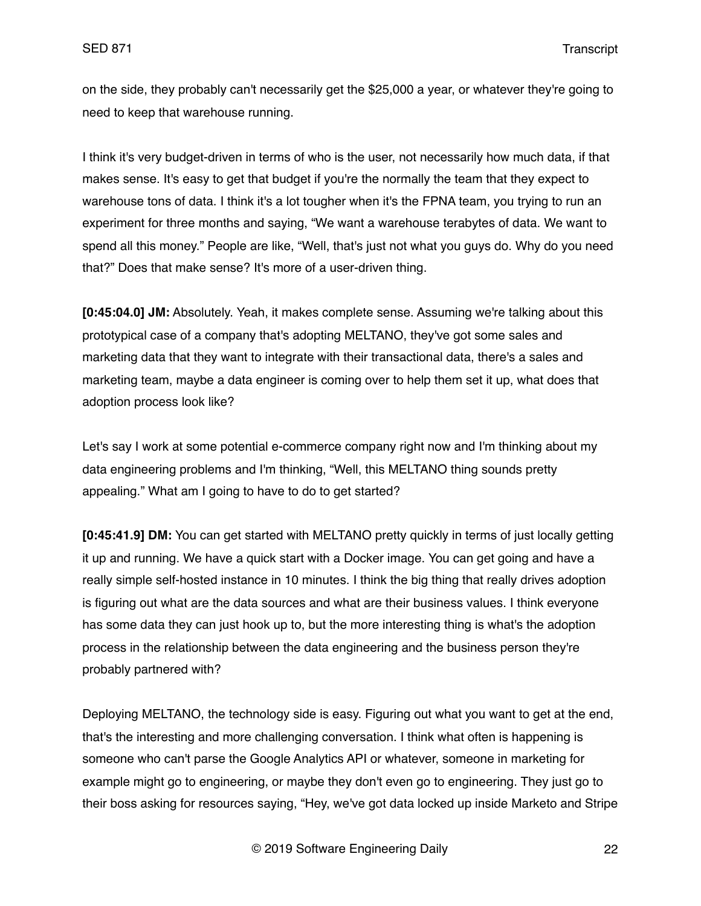on the side, they probably can't necessarily get the $25,000 a year, or whatever they're going to need to keep that warehouse running.

I think it's very budget-driven in terms of who is the user, not necessarily how much data, if that makes sense. It's easy to get that budget if you're the normally the team that they expect to warehouse tons of data. I think it's a lot tougher when it's the FPNA team, you trying to run an experiment for three months and saying, "We want a warehouse terabytes of data. We want to spend all this money." People are like, "Well, that's just not what you guys do. Why do you need that?" Does that make sense? It's more of a user-driven thing.

**[0:45:04.0] JM:** Absolutely. Yeah, it makes complete sense. Assuming we're talking about this prototypical case of a company that's adopting MELTANO, they've got some sales and marketing data that they want to integrate with their transactional data, there's a sales and marketing team, maybe a data engineer is coming over to help them set it up, what does that adoption process look like?

Let's say I work at some potential e-commerce company right now and I'm thinking about my data engineering problems and I'm thinking, "Well, this MELTANO thing sounds pretty appealing." What am I going to have to do to get started?

**[0:45:41.9] DM:** You can get started with MELTANO pretty quickly in terms of just locally getting it up and running. We have a quick start with a Docker image. You can get going and have a really simple self-hosted instance in 10 minutes. I think the big thing that really drives adoption is figuring out what are the data sources and what are their business values. I think everyone has some data they can just hook up to, but the more interesting thing is what's the adoption process in the relationship between the data engineering and the business person they're probably partnered with?

Deploying MELTANO, the technology side is easy. Figuring out what you want to get at the end, that's the interesting and more challenging conversation. I think what often is happening is someone who can't parse the Google Analytics API or whatever, someone in marketing for example might go to engineering, or maybe they don't even go to engineering. They just go to their boss asking for resources saying, "Hey, we've got data locked up inside Marketo and Stripe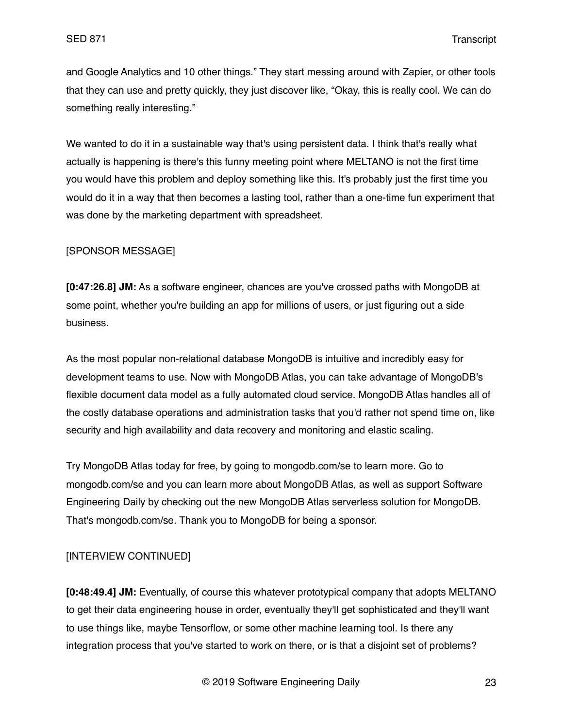and Google Analytics and 10 other things." They start messing around with Zapier, or other tools that they can use and pretty quickly, they just discover like, "Okay, this is really cool. We can do something really interesting."

We wanted to do it in a sustainable way that's using persistent data. I think that's really what actually is happening is there's this funny meeting point where MELTANO is not the first time you would have this problem and deploy something like this. It's probably just the first time you would do it in a way that then becomes a lasting tool, rather than a one-time fun experiment that was done by the marketing department with spreadsheet.

[SPONSOR MESSAGE]

**[0:47:26.8] JM:** As a software engineer, chances are you've crossed paths with MongoDB at some point, whether you're building an app for millions of users, or just figuring out a side business.

As the most popular non-relational database MongoDB is intuitive and incredibly easy for development teams to use. Now with MongoDB Atlas, you can take advantage of MongoDB's flexible document data model as a fully automated cloud service. MongoDB Atlas handles all of the costly database operations and administration tasks that you'd rather not spend time on, like security and high availability and data recovery and monitoring and elastic scaling.

Try MongoDB Atlas today for free, by going to mongodb.com/se to learn more. Go to mongodb.com/se and you can learn more about MongoDB Atlas, as well as support Software Engineering Daily by checking out the new MongoDB Atlas serverless solution for MongoDB. That's mongodb.com/se. Thank you to MongoDB for being a sponsor.

[INTERVIEW CONTINUED]

**[0:48:49.4] JM:** Eventually, of course this whatever prototypical company that adopts MELTANO to get their data engineering house in order, eventually they'll get sophisticated and they'll want to use things like, maybe Tensorflow, or some other machine learning tool. Is there any integration process that you've started to work on there, or is that a disjoint set of problems?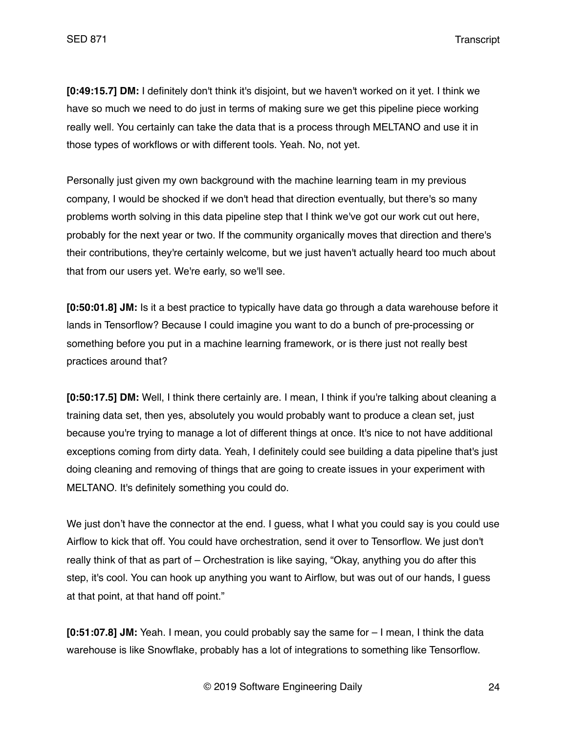**[0:49:15.7] DM:** I definitely don't think it's disjoint, but we haven't worked on it yet. I think we have so much we need to do just in terms of making sure we get this pipeline piece working really well. You certainly can take the data that is a process through MELTANO and use it in those types of workflows or with different tools. Yeah. No, not yet.

Personally just given my own background with the machine learning team in my previous company, I would be shocked if we don't head that direction eventually, but there's so many problems worth solving in this data pipeline step that I think we've got our work cut out here, probably for the next year or two. If the community organically moves that direction and there's their contributions, they're certainly welcome, but we just haven't actually heard too much about that from our users yet. We're early, so we'll see.

**[0:50:01.8] JM:** Is it a best practice to typically have data go through a data warehouse before it lands in Tensorflow? Because I could imagine you want to do a bunch of pre-processing or something before you put in a machine learning framework, or is there just not really best practices around that?

**[0:50:17.5] DM:** Well, I think there certainly are. I mean, I think if you're talking about cleaning a training data set, then yes, absolutely you would probably want to produce a clean set, just because you're trying to manage a lot of different things at once. It's nice to not have additional exceptions coming from dirty data. Yeah, I definitely could see building a data pipeline that's just doing cleaning and removing of things that are going to create issues in your experiment with MELTANO. It's definitely something you could do.

We just don't have the connector at the end. I guess, what I what you could say is you could use Airflow to kick that off. You could have orchestration, send it over to Tensorflow. We just don't really think of that as part of – Orchestration is like saying, "Okay, anything you do after this step, it's cool. You can hook up anything you want to Airflow, but was out of our hands, I guess at that point, at that hand off point."

**[0:51:07.8] JM:** Yeah. I mean, you could probably say the same for – I mean, I think the data warehouse is like Snowflake, probably has a lot of integrations to something like Tensorflow.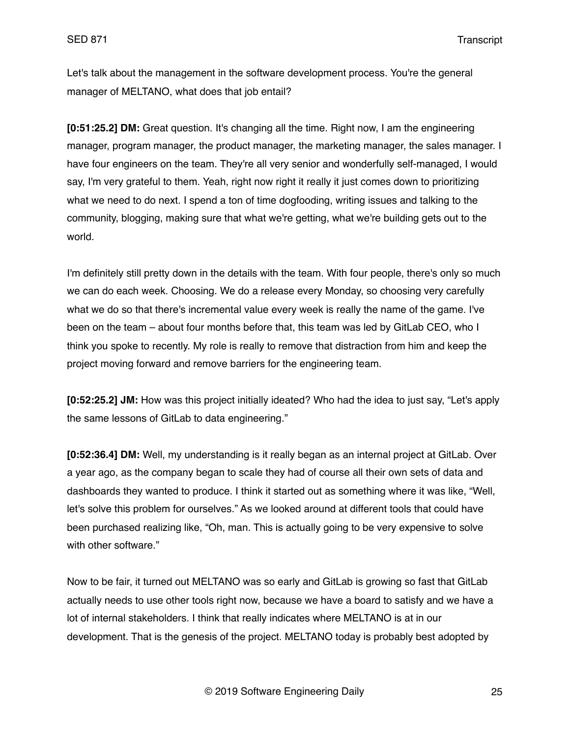Let's talk about the management in the software development process. You're the general manager of MELTANO, what does that job entail?

**[0:51:25.2] DM:** Great question. It's changing all the time. Right now, I am the engineering manager, program manager, the product manager, the marketing manager, the sales manager. I have four engineers on the team. They're all very senior and wonderfully self-managed, I would say, I'm very grateful to them. Yeah, right now right it really it just comes down to prioritizing what we need to do next. I spend a ton of time dogfooding, writing issues and talking to the community, blogging, making sure that what we're getting, what we're building gets out to the world.

I'm definitely still pretty down in the details with the team. With four people, there's only so much we can do each week. Choosing. We do a release every Monday, so choosing very carefully what we do so that there's incremental value every week is really the name of the game. I've been on the team – about four months before that, this team was led by GitLab CEO, who I think you spoke to recently. My role is really to remove that distraction from him and keep the project moving forward and remove barriers for the engineering team.

**[0:52:25.2] JM:** How was this project initially ideated? Who had the idea to just say, "Let's apply the same lessons of GitLab to data engineering."

**[0:52:36.4] DM:** Well, my understanding is it really began as an internal project at GitLab. Over a year ago, as the company began to scale they had of course all their own sets of data and dashboards they wanted to produce. I think it started out as something where it was like, "Well, let's solve this problem for ourselves." As we looked around at different tools that could have been purchased realizing like, "Oh, man. This is actually going to be very expensive to solve with other software."

Now to be fair, it turned out MELTANO was so early and GitLab is growing so fast that GitLab actually needs to use other tools right now, because we have a board to satisfy and we have a lot of internal stakeholders. I think that really indicates where MELTANO is at in our development. That is the genesis of the project. MELTANO today is probably best adopted by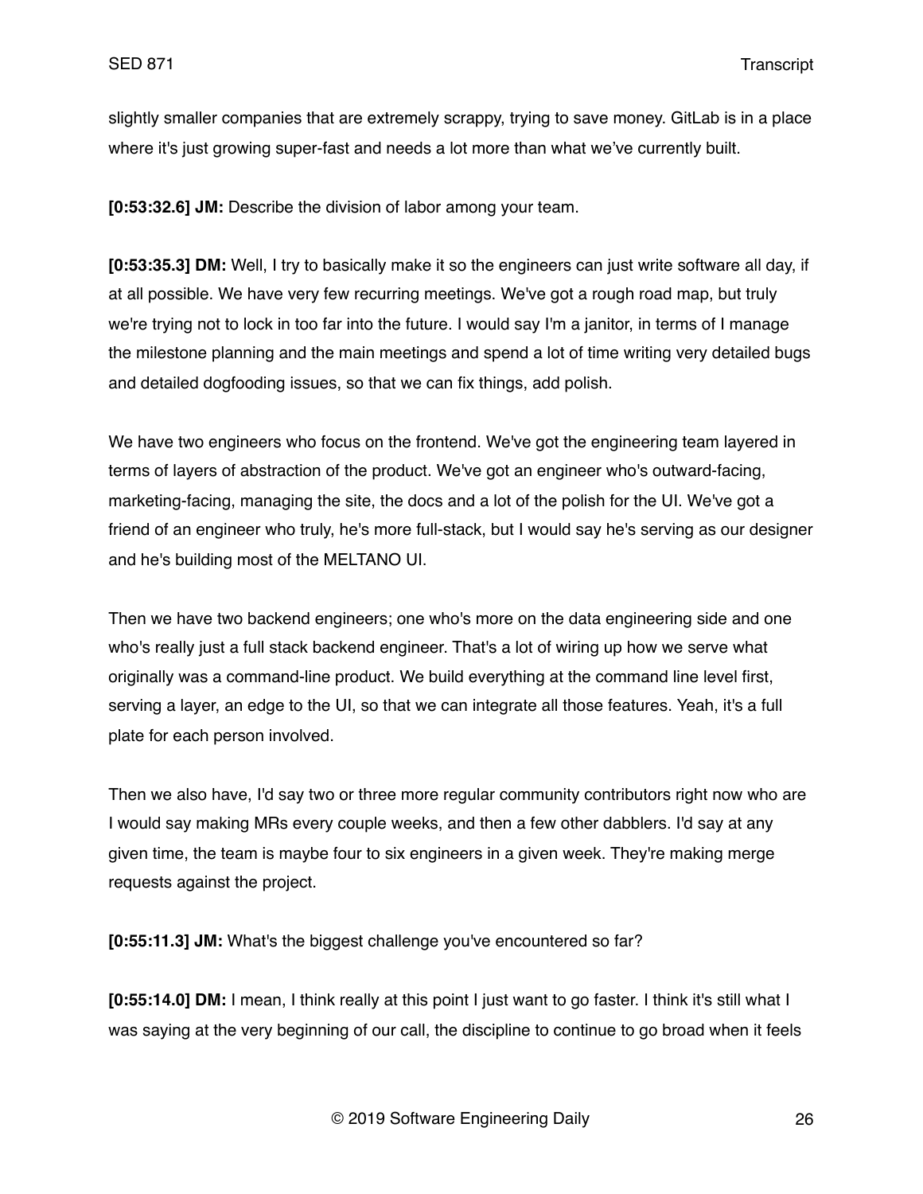slightly smaller companies that are extremely scrappy, trying to save money. GitLab is in a place where it's just growing super-fast and needs a lot more than what we've currently built.

**[0:53:32.6] JM:** Describe the division of labor among your team.

**[0:53:35.3] DM:** Well, I try to basically make it so the engineers can just write software all day, if at all possible. We have very few recurring meetings. We've got a rough road map, but truly we're trying not to lock in too far into the future. I would say I'm a janitor, in terms of I manage the milestone planning and the main meetings and spend a lot of time writing very detailed bugs and detailed dogfooding issues, so that we can fix things, add polish.

We have two engineers who focus on the frontend. We've got the engineering team layered in terms of layers of abstraction of the product. We've got an engineer who's outward-facing, marketing-facing, managing the site, the docs and a lot of the polish for the UI. We've got a friend of an engineer who truly, he's more full-stack, but I would say he's serving as our designer and he's building most of the MELTANO UI.

Then we have two backend engineers; one who's more on the data engineering side and one who's really just a full stack backend engineer. That's a lot of wiring up how we serve what originally was a command-line product. We build everything at the command line level first, serving a layer, an edge to the UI, so that we can integrate all those features. Yeah, it's a full plate for each person involved.

Then we also have, I'd say two or three more regular community contributors right now who are I would say making MRs every couple weeks, and then a few other dabblers. I'd say at any given time, the team is maybe four to six engineers in a given week. They're making merge requests against the project.

**[0:55:11.3] JM:** What's the biggest challenge you've encountered so far?

**[0:55:14.0] DM:** I mean, I think really at this point I just want to go faster. I think it's still what I was saying at the very beginning of our call, the discipline to continue to go broad when it feels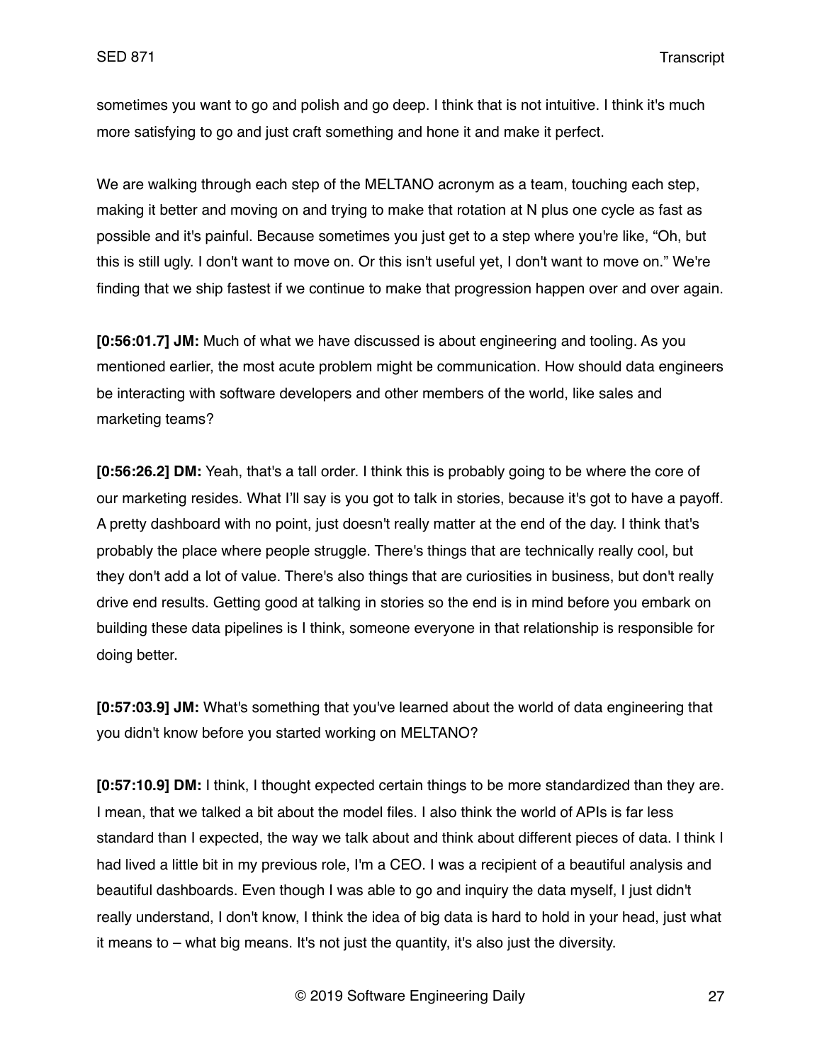sometimes you want to go and polish and go deep. I think that is not intuitive. I think it's much more satisfying to go and just craft something and hone it and make it perfect.

We are walking through each step of the MELTANO acronym as a team, touching each step, making it better and moving on and trying to make that rotation at N plus one cycle as fast as possible and it's painful. Because sometimes you just get to a step where you're like, "Oh, but this is still ugly. I don't want to move on. Or this isn't useful yet, I don't want to move on." We're finding that we ship fastest if we continue to make that progression happen over and over again.

**[0:56:01.7] JM:** Much of what we have discussed is about engineering and tooling. As you mentioned earlier, the most acute problem might be communication. How should data engineers be interacting with software developers and other members of the world, like sales and marketing teams?

**[0:56:26.2] DM:** Yeah, that's a tall order. I think this is probably going to be where the core of our marketing resides. What I'll say is you got to talk in stories, because it's got to have a payoff. A pretty dashboard with no point, just doesn't really matter at the end of the day. I think that's probably the place where people struggle. There's things that are technically really cool, but they don't add a lot of value. There's also things that are curiosities in business, but don't really drive end results. Getting good at talking in stories so the end is in mind before you embark on building these data pipelines is I think, someone everyone in that relationship is responsible for doing better.

**[0:57:03.9] JM:** What's something that you've learned about the world of data engineering that you didn't know before you started working on MELTANO?

**[0:57:10.9] DM:** I think, I thought expected certain things to be more standardized than they are. I mean, that we talked a bit about the model files. I also think the world of APIs is far less standard than I expected, the way we talk about and think about different pieces of data. I think I had lived a little bit in my previous role, I'm a CEO. I was a recipient of a beautiful analysis and beautiful dashboards. Even though I was able to go and inquiry the data myself, I just didn't really understand, I don't know, I think the idea of big data is hard to hold in your head, just what it means to – what big means. It's not just the quantity, it's also just the diversity.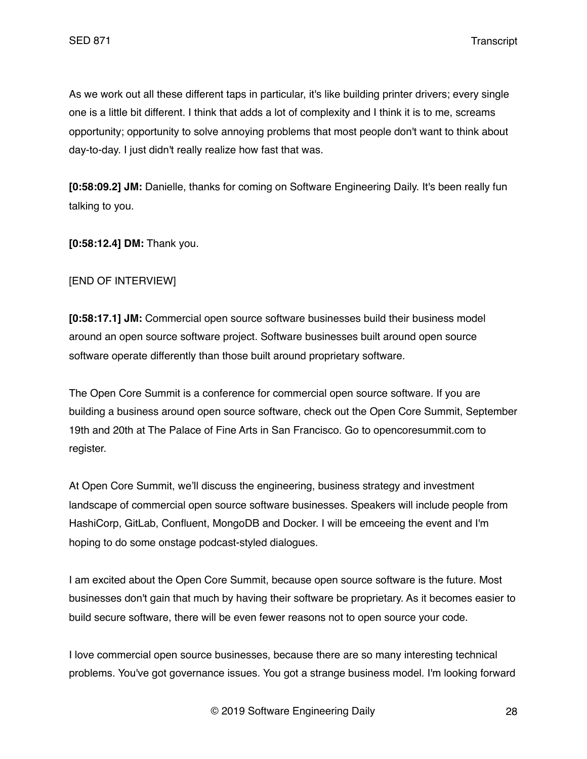As we work out all these different taps in particular, it's like building printer drivers; every single one is a little bit different. I think that adds a lot of complexity and I think it is to me, screams opportunity; opportunity to solve annoying problems that most people don't want to think about day-to-day. I just didn't really realize how fast that was.

**[0:58:09.2] JM:** Danielle, thanks for coming on Software Engineering Daily. It's been really fun talking to you.

**[0:58:12.4] DM:** Thank you.

[END OF INTERVIEW]

**[0:58:17.1] JM:** Commercial open source software businesses build their business model around an open source software project. Software businesses built around open source software operate differently than those built around proprietary software.

The Open Core Summit is a conference for commercial open source software. If you are building a business around open source software, check out the Open Core Summit, September 19th and 20th at The Palace of Fine Arts in San Francisco. Go to opencoresummit.com to register.

At Open Core Summit, we'll discuss the engineering, business strategy and investment landscape of commercial open source software businesses. Speakers will include people from HashiCorp, GitLab, Confluent, MongoDB and Docker. I will be emceeing the event and I'm hoping to do some onstage podcast-styled dialogues.

I am excited about the Open Core Summit, because open source software is the future. Most businesses don't gain that much by having their software be proprietary. As it becomes easier to build secure software, there will be even fewer reasons not to open source your code.

I love commercial open source businesses, because there are so many interesting technical problems. You've got governance issues. You got a strange business model. I'm looking forward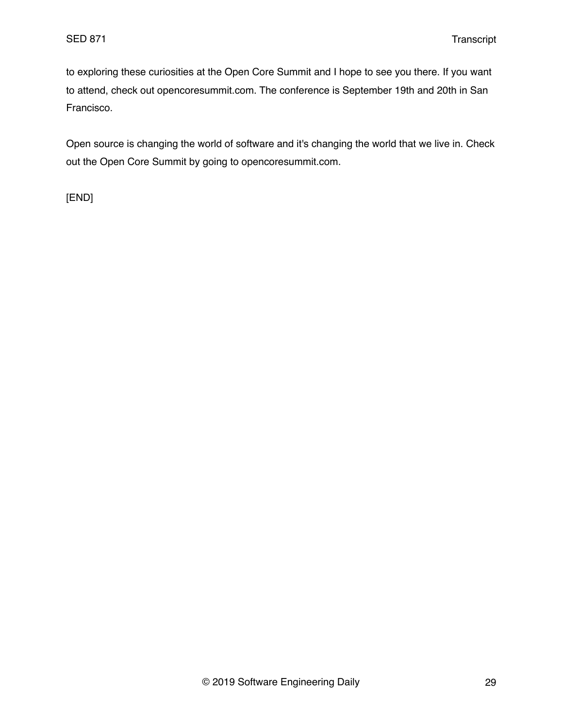to exploring these curiosities at the Open Core Summit and I hope to see you there. If you want to attend, check out opencoresummit.com. The conference is September 19th and 20th in San Francisco.

Open source is changing the world of software and it's changing the world that we live in. Check out the Open Core Summit by going to opencoresummit.com.

[END]